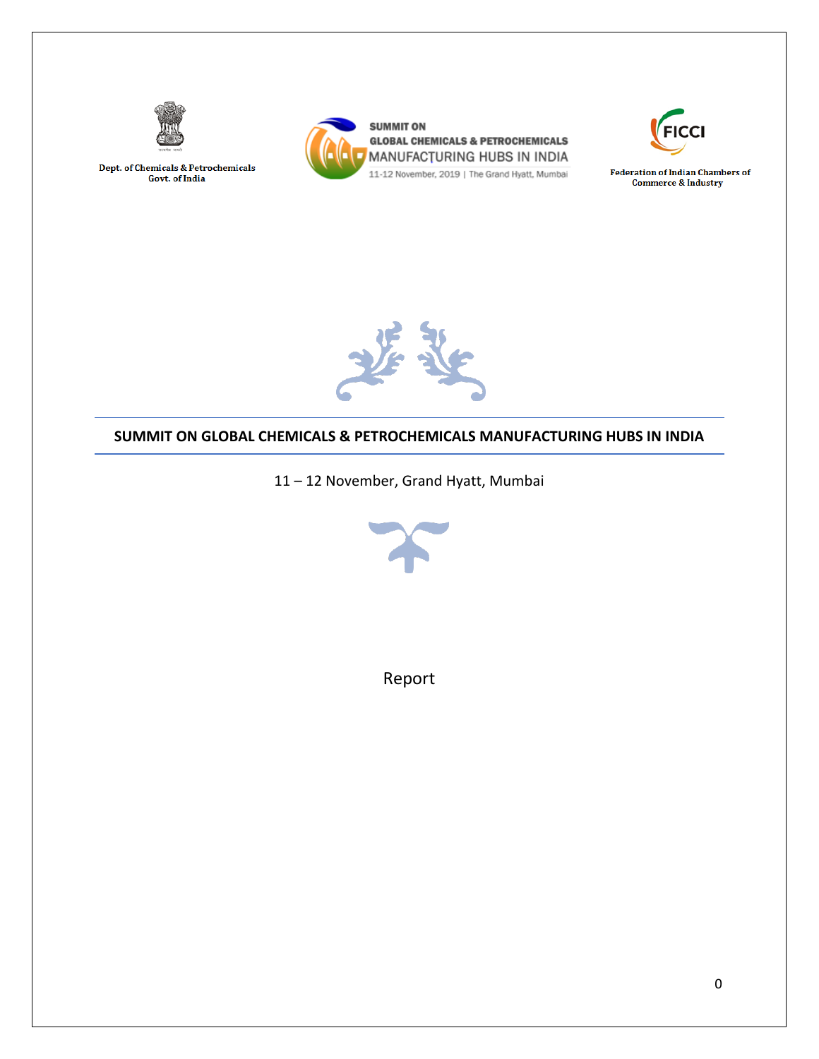Dept. of Chemicals & Petrochemicals
Govt. of India

SUMMIT ON
GLOBAL CHEMICALS & PETROCHEMICALS
MANUFACTURING HUBS IN INDIA
11-12 November, 2019 | The Grand Hyatt, Mumbai

Federation of Indian Chambers of Commerce & Industry

# SUMMIT ON GLOBAL CHEMICALS & PETROCHEMICALS MANUFACTURING HUBS IN INDIA

11 – 12 November, Grand Hyatt, Mumbai

Report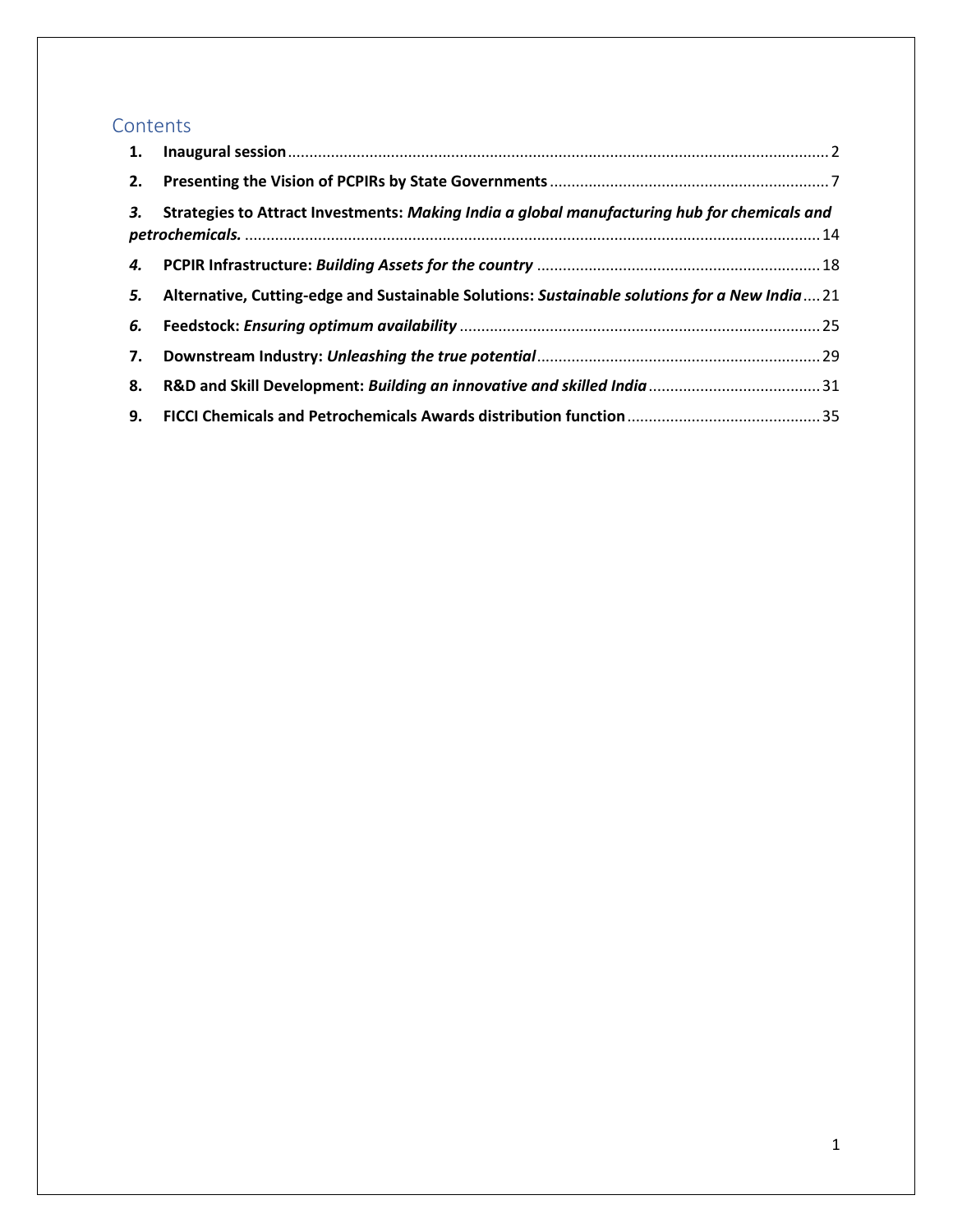## Contents

1. **Inaugural session** ... 2
2. **Presenting the Vision of PCPIRs by State Governments** ... 7
3. **Strategies to Attract Investments:** ***Making India a global manufacturing hub for chemicals and petrochemicals.*** ... 14
4. **PCPIR Infrastructure:** ***Building Assets for the country*** ... 18
5. **Alternative, Cutting-edge and Sustainable Solutions:** ***Sustainable solutions for a New India*** ... 21
6. **Feedstock:** ***Ensuring optimum availability*** ... 25
7. **Downstream Industry:** ***Unleashing the true potential*** ... 29
8. **R&D and Skill Development:** ***Building an innovative and skilled India*** ... 31
9. **FICCI Chemicals and Petrochemicals Awards distribution function** ... 35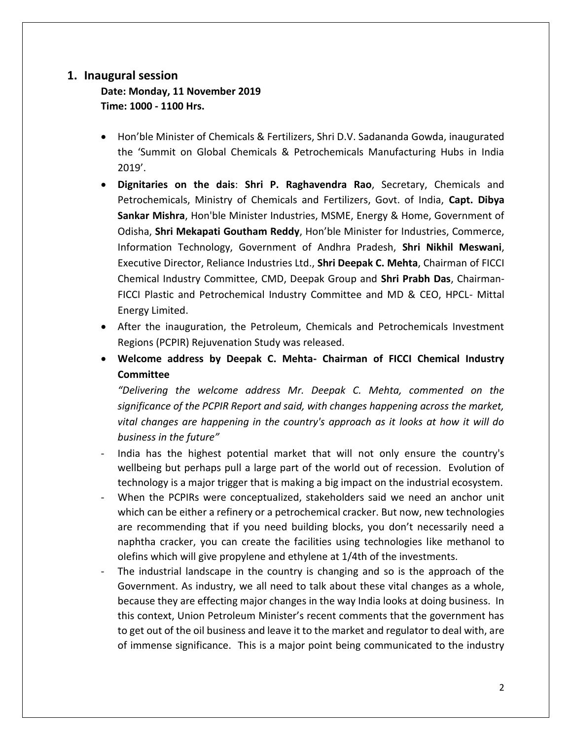## 1. Inaugural session

**Date: Monday, 11 November 2019**
**Time: 1000 - 1100 Hrs.**

- Hon'ble Minister of Chemicals & Fertilizers, Shri D.V. Sadananda Gowda, inaugurated the 'Summit on Global Chemicals & Petrochemicals Manufacturing Hubs in India 2019'.
- **Dignitaries on the dais**: **Shri P. Raghavendra Rao**, Secretary, Chemicals and Petrochemicals, Ministry of Chemicals and Fertilizers, Govt. of India, **Capt. Dibya Sankar Mishra**, Hon'ble Minister Industries, MSME, Energy & Home, Government of Odisha, **Shri Mekapati Goutham Reddy**, Hon'ble Minister for Industries, Commerce, Information Technology, Government of Andhra Pradesh, **Shri Nikhil Meswani**, Executive Director, Reliance Industries Ltd., **Shri Deepak C. Mehta**, Chairman of FICCI Chemical Industry Committee, CMD, Deepak Group and **Shri Prabh Das**, Chairman-FICCI Plastic and Petrochemical Industry Committee and MD & CEO, HPCL- Mittal Energy Limited.
- After the inauguration, the Petroleum, Chemicals and Petrochemicals Investment Regions (PCPIR) Rejuvenation Study was released.
- **Welcome address by Deepak C. Mehta- Chairman of FICCI Chemical Industry Committee**

  *"Delivering the welcome address Mr. Deepak C. Mehta, commented on the significance of the PCPIR Report and said, with changes happening across the market, vital changes are happening in the country's approach as it looks at how it will do business in the future"*

- India has the highest potential market that will not only ensure the country's wellbeing but perhaps pull a large part of the world out of recession. Evolution of technology is a major trigger that is making a big impact on the industrial ecosystem.
- When the PCPIRs were conceptualized, stakeholders said we need an anchor unit which can be either a refinery or a petrochemical cracker. But now, new technologies are recommending that if you need building blocks, you don't necessarily need a naphtha cracker, you can create the facilities using technologies like methanol to olefins which will give propylene and ethylene at 1/4th of the investments.
- The industrial landscape in the country is changing and so is the approach of the Government. As industry, we all need to talk about these vital changes as a whole, because they are effecting major changes in the way India looks at doing business. In this context, Union Petroleum Minister's recent comments that the government has to get out of the oil business and leave it to the market and regulator to deal with, are of immense significance. This is a major point being communicated to the industry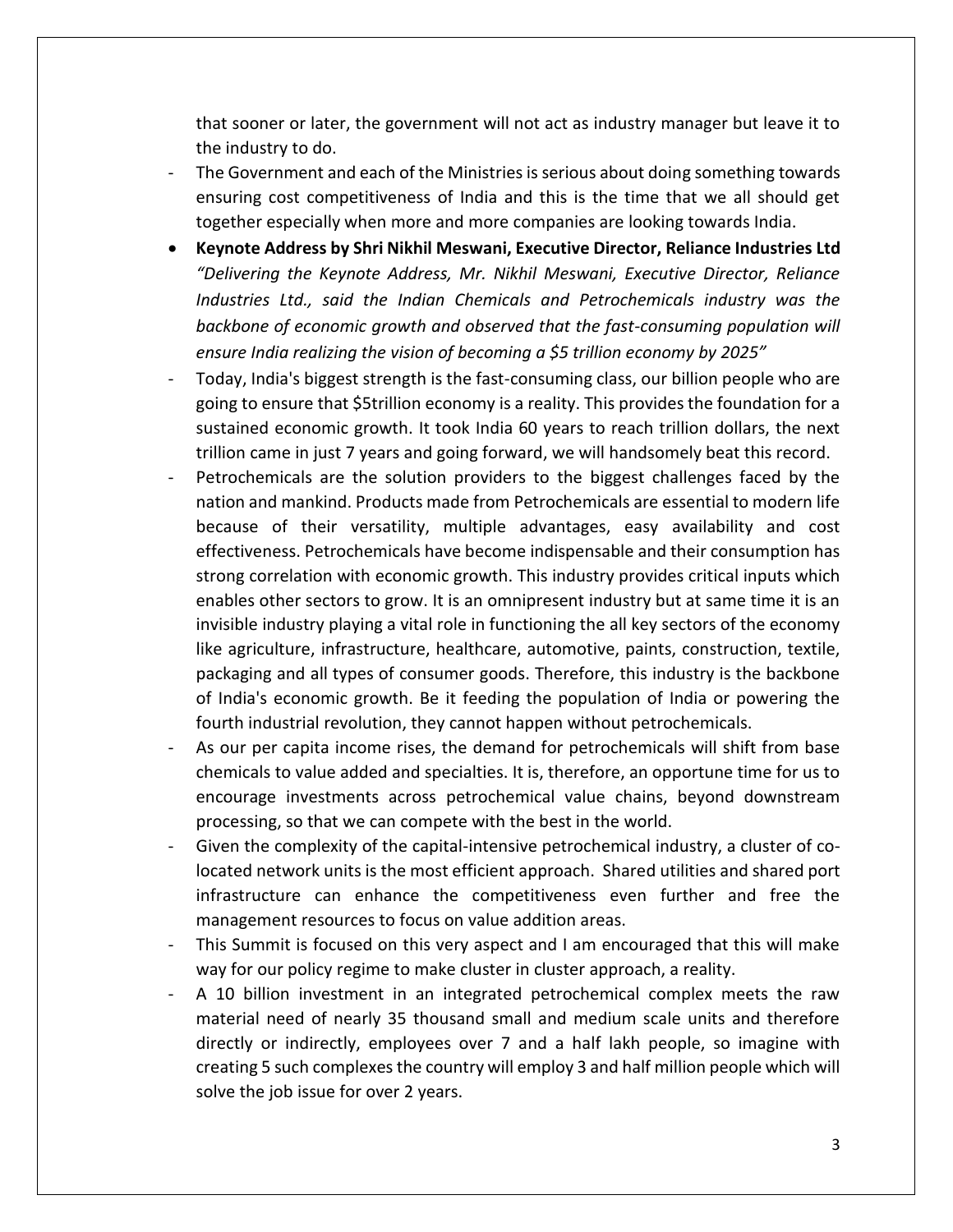that sooner or later, the government will not act as industry manager but leave it to the industry to do.

- The Government and each of the Ministries is serious about doing something towards ensuring cost competitiveness of India and this is the time that we all should get together especially when more and more companies are looking towards India.

- **Keynote Address by Shri Nikhil Meswani, Executive Director, Reliance Industries Ltd**
  *"Delivering the Keynote Address, Mr. Nikhil Meswani, Executive Director, Reliance Industries Ltd., said the Indian Chemicals and Petrochemicals industry was the backbone of economic growth and observed that the fast-consuming population will ensure India realizing the vision of becoming a $5 trillion economy by 2025"*

- Today, India's biggest strength is the fast-consuming class, our billion people who are going to ensure that $5trillion economy is a reality. This provides the foundation for a sustained economic growth. It took India 60 years to reach trillion dollars, the next trillion came in just 7 years and going forward, we will handsomely beat this record.
- Petrochemicals are the solution providers to the biggest challenges faced by the nation and mankind. Products made from Petrochemicals are essential to modern life because of their versatility, multiple advantages, easy availability and cost effectiveness. Petrochemicals have become indispensable and their consumption has strong correlation with economic growth. This industry provides critical inputs which enables other sectors to grow. It is an omnipresent industry but at same time it is an invisible industry playing a vital role in functioning the all key sectors of the economy like agriculture, infrastructure, healthcare, automotive, paints, construction, textile, packaging and all types of consumer goods. Therefore, this industry is the backbone of India's economic growth. Be it feeding the population of India or powering the fourth industrial revolution, they cannot happen without petrochemicals.
- As our per capita income rises, the demand for petrochemicals will shift from base chemicals to value added and specialties. It is, therefore, an opportune time for us to encourage investments across petrochemical value chains, beyond downstream processing, so that we can compete with the best in the world.
- Given the complexity of the capital-intensive petrochemical industry, a cluster of co-located network units is the most efficient approach. Shared utilities and shared port infrastructure can enhance the competitiveness even further and free the management resources to focus on value addition areas.
- This Summit is focused on this very aspect and I am encouraged that this will make way for our policy regime to make cluster in cluster approach, a reality.
- A 10 billion investment in an integrated petrochemical complex meets the raw material need of nearly 35 thousand small and medium scale units and therefore directly or indirectly, employees over 7 and a half lakh people, so imagine with creating 5 such complexes the country will employ 3 and half million people which will solve the job issue for over 2 years.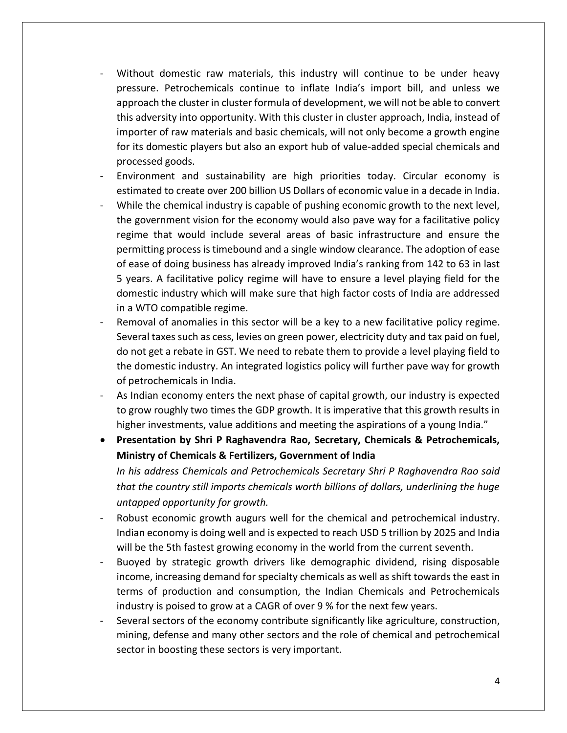- Without domestic raw materials, this industry will continue to be under heavy pressure. Petrochemicals continue to inflate India's import bill, and unless we approach the cluster in cluster formula of development, we will not be able to convert this adversity into opportunity. With this cluster in cluster approach, India, instead of importer of raw materials and basic chemicals, will not only become a growth engine for its domestic players but also an export hub of value-added special chemicals and processed goods.
- Environment and sustainability are high priorities today. Circular economy is estimated to create over 200 billion US Dollars of economic value in a decade in India.
- While the chemical industry is capable of pushing economic growth to the next level, the government vision for the economy would also pave way for a facilitative policy regime that would include several areas of basic infrastructure and ensure the permitting process is timebound and a single window clearance. The adoption of ease of ease of doing business has already improved India's ranking from 142 to 63 in last 5 years. A facilitative policy regime will have to ensure a level playing field for the domestic industry which will make sure that high factor costs of India are addressed in a WTO compatible regime.
- Removal of anomalies in this sector will be a key to a new facilitative policy regime. Several taxes such as cess, levies on green power, electricity duty and tax paid on fuel, do not get a rebate in GST. We need to rebate them to provide a level playing field to the domestic industry. An integrated logistics policy will further pave way for growth of petrochemicals in India.
- As Indian economy enters the next phase of capital growth, our industry is expected to grow roughly two times the GDP growth. It is imperative that this growth results in higher investments, value additions and meeting the aspirations of a young India."

- **Presentation by Shri P Raghavendra Rao, Secretary, Chemicals & Petrochemicals, Ministry of Chemicals & Fertilizers, Government of India**

  *In his address Chemicals and Petrochemicals Secretary Shri P Raghavendra Rao said that the country still imports chemicals worth billions of dollars, underlining the huge untapped opportunity for growth.*

- Robust economic growth augurs well for the chemical and petrochemical industry. Indian economy is doing well and is expected to reach USD 5 trillion by 2025 and India will be the 5th fastest growing economy in the world from the current seventh.
- Buoyed by strategic growth drivers like demographic dividend, rising disposable income, increasing demand for specialty chemicals as well as shift towards the east in terms of production and consumption, the Indian Chemicals and Petrochemicals industry is poised to grow at a CAGR of over 9 % for the next few years.
- Several sectors of the economy contribute significantly like agriculture, construction, mining, defense and many other sectors and the role of chemical and petrochemical sector in boosting these sectors is very important.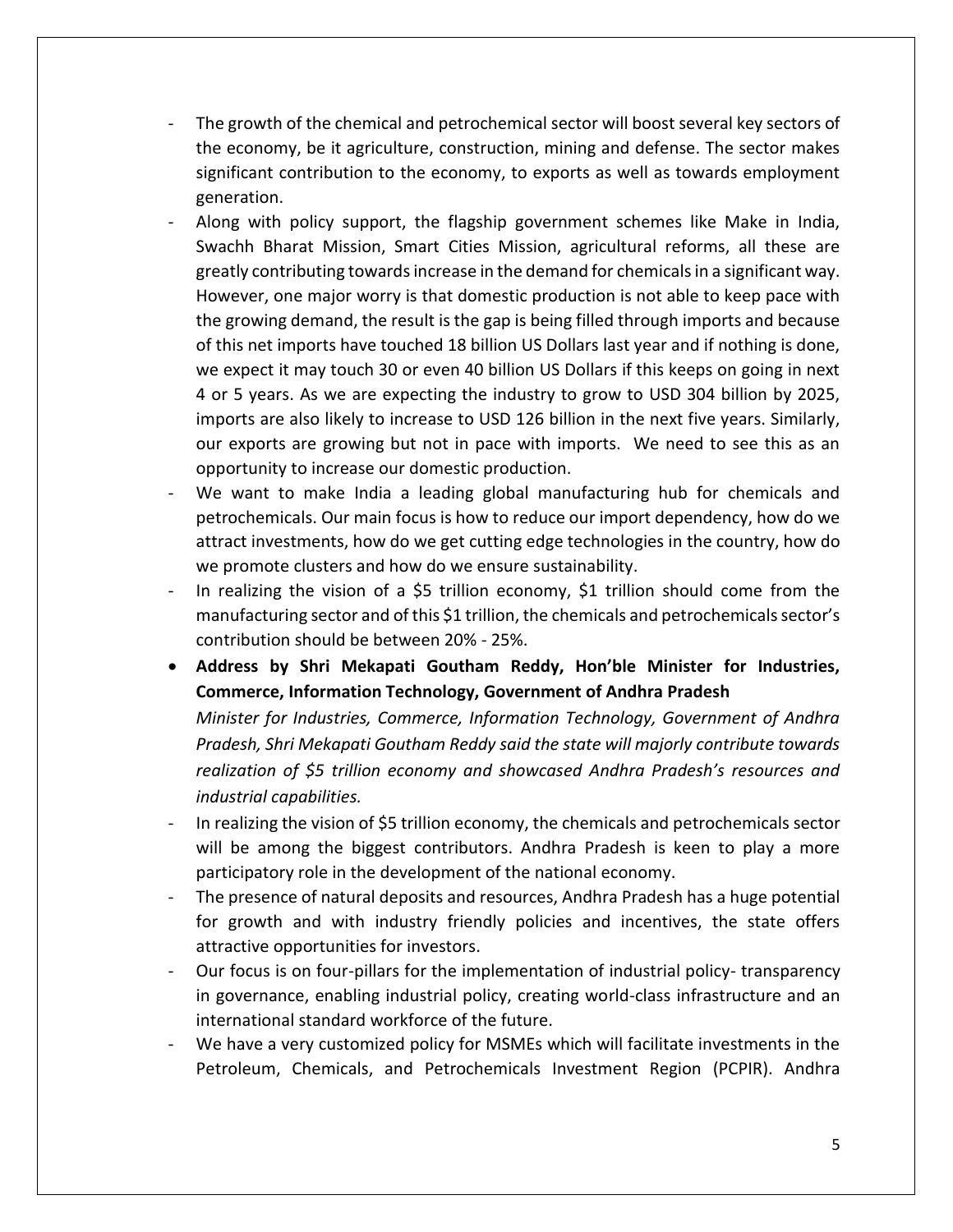- The growth of the chemical and petrochemical sector will boost several key sectors of the economy, be it agriculture, construction, mining and defense. The sector makes significant contribution to the economy, to exports as well as towards employment generation.
- Along with policy support, the flagship government schemes like Make in India, Swachh Bharat Mission, Smart Cities Mission, agricultural reforms, all these are greatly contributing towards increase in the demand for chemicals in a significant way. However, one major worry is that domestic production is not able to keep pace with the growing demand, the result is the gap is being filled through imports and because of this net imports have touched 18 billion US Dollars last year and if nothing is done, we expect it may touch 30 or even 40 billion US Dollars if this keeps on going in next 4 or 5 years. As we are expecting the industry to grow to USD 304 billion by 2025, imports are also likely to increase to USD 126 billion in the next five years. Similarly, our exports are growing but not in pace with imports. We need to see this as an opportunity to increase our domestic production.
- We want to make India a leading global manufacturing hub for chemicals and petrochemicals. Our main focus is how to reduce our import dependency, how do we attract investments, how do we get cutting edge technologies in the country, how do we promote clusters and how do we ensure sustainability.
- In realizing the vision of a $5 trillion economy, $1 trillion should come from the manufacturing sector and of this $1 trillion, the chemicals and petrochemicals sector's contribution should be between 20% - 25%.

- **Address by Shri Mekapati Goutham Reddy, Hon'ble Minister for Industries, Commerce, Information Technology, Government of Andhra Pradesh**

  *Minister for Industries, Commerce, Information Technology, Government of Andhra Pradesh, Shri Mekapati Goutham Reddy said the state will majorly contribute towards realization of $5 trillion economy and showcased Andhra Pradesh's resources and industrial capabilities.*

- In realizing the vision of $5 trillion economy, the chemicals and petrochemicals sector will be among the biggest contributors. Andhra Pradesh is keen to play a more participatory role in the development of the national economy.
- The presence of natural deposits and resources, Andhra Pradesh has a huge potential for growth and with industry friendly policies and incentives, the state offers attractive opportunities for investors.
- Our focus is on four-pillars for the implementation of industrial policy- transparency in governance, enabling industrial policy, creating world-class infrastructure and an international standard workforce of the future.
- We have a very customized policy for MSMEs which will facilitate investments in the Petroleum, Chemicals, and Petrochemicals Investment Region (PCPIR). Andhra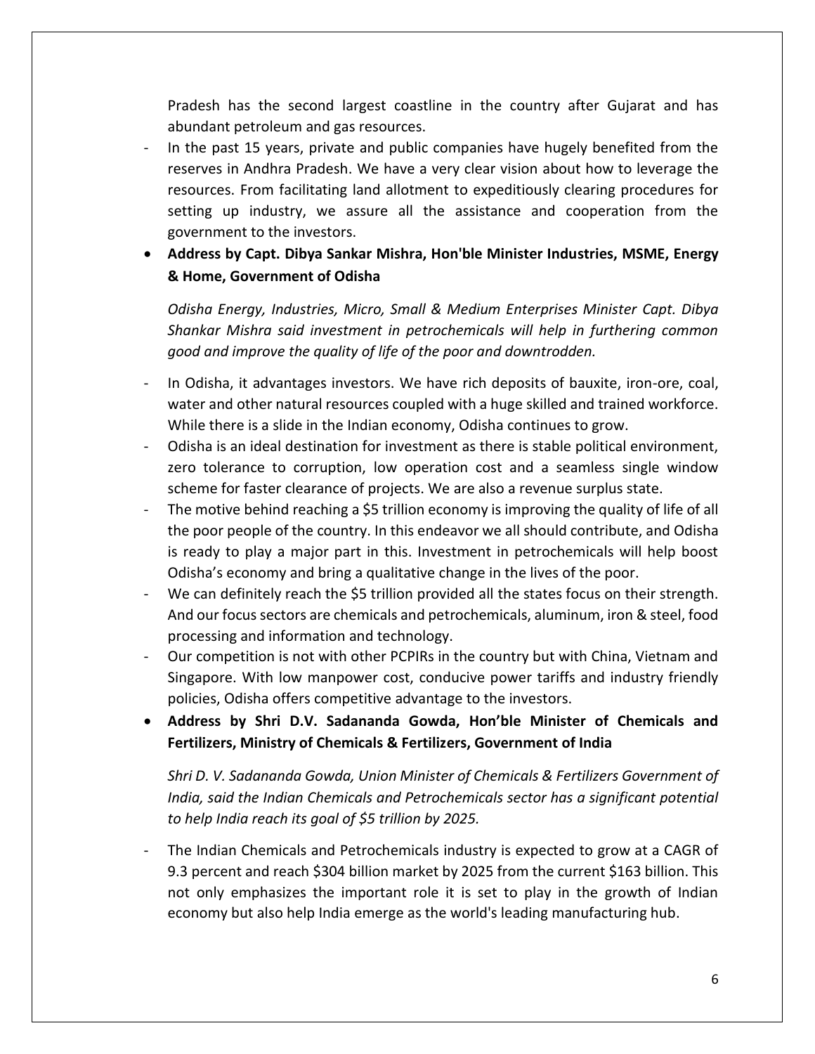Pradesh has the second largest coastline in the country after Gujarat and has abundant petroleum and gas resources.

- In the past 15 years, private and public companies have hugely benefited from the reserves in Andhra Pradesh. We have a very clear vision about how to leverage the resources. From facilitating land allotment to expeditiously clearing procedures for setting up industry, we assure all the assistance and cooperation from the government to the investors.

- **Address by Capt. Dibya Sankar Mishra, Hon'ble Minister Industries, MSME, Energy & Home, Government of Odisha**

  *Odisha Energy, Industries, Micro, Small & Medium Enterprises Minister Capt. Dibya Shankar Mishra said investment in petrochemicals will help in furthering common good and improve the quality of life of the poor and downtrodden.*

- In Odisha, it advantages investors. We have rich deposits of bauxite, iron-ore, coal, water and other natural resources coupled with a huge skilled and trained workforce. While there is a slide in the Indian economy, Odisha continues to grow.
- Odisha is an ideal destination for investment as there is stable political environment, zero tolerance to corruption, low operation cost and a seamless single window scheme for faster clearance of projects. We are also a revenue surplus state.
- The motive behind reaching a $5 trillion economy is improving the quality of life of all the poor people of the country. In this endeavor we all should contribute, and Odisha is ready to play a major part in this. Investment in petrochemicals will help boost Odisha's economy and bring a qualitative change in the lives of the poor.
- We can definitely reach the $5 trillion provided all the states focus on their strength. And our focus sectors are chemicals and petrochemicals, aluminum, iron & steel, food processing and information and technology.
- Our competition is not with other PCPIRs in the country but with China, Vietnam and Singapore. With low manpower cost, conducive power tariffs and industry friendly policies, Odisha offers competitive advantage to the investors.

- **Address by Shri D.V. Sadananda Gowda, Hon'ble Minister of Chemicals and Fertilizers, Ministry of Chemicals & Fertilizers, Government of India**

  *Shri D. V. Sadananda Gowda, Union Minister of Chemicals & Fertilizers Government of India, said the Indian Chemicals and Petrochemicals sector has a significant potential to help India reach its goal of $5 trillion by 2025.*

- The Indian Chemicals and Petrochemicals industry is expected to grow at a CAGR of 9.3 percent and reach $304 billion market by 2025 from the current $163 billion. This not only emphasizes the important role it is set to play in the growth of Indian economy but also help India emerge as the world's leading manufacturing hub.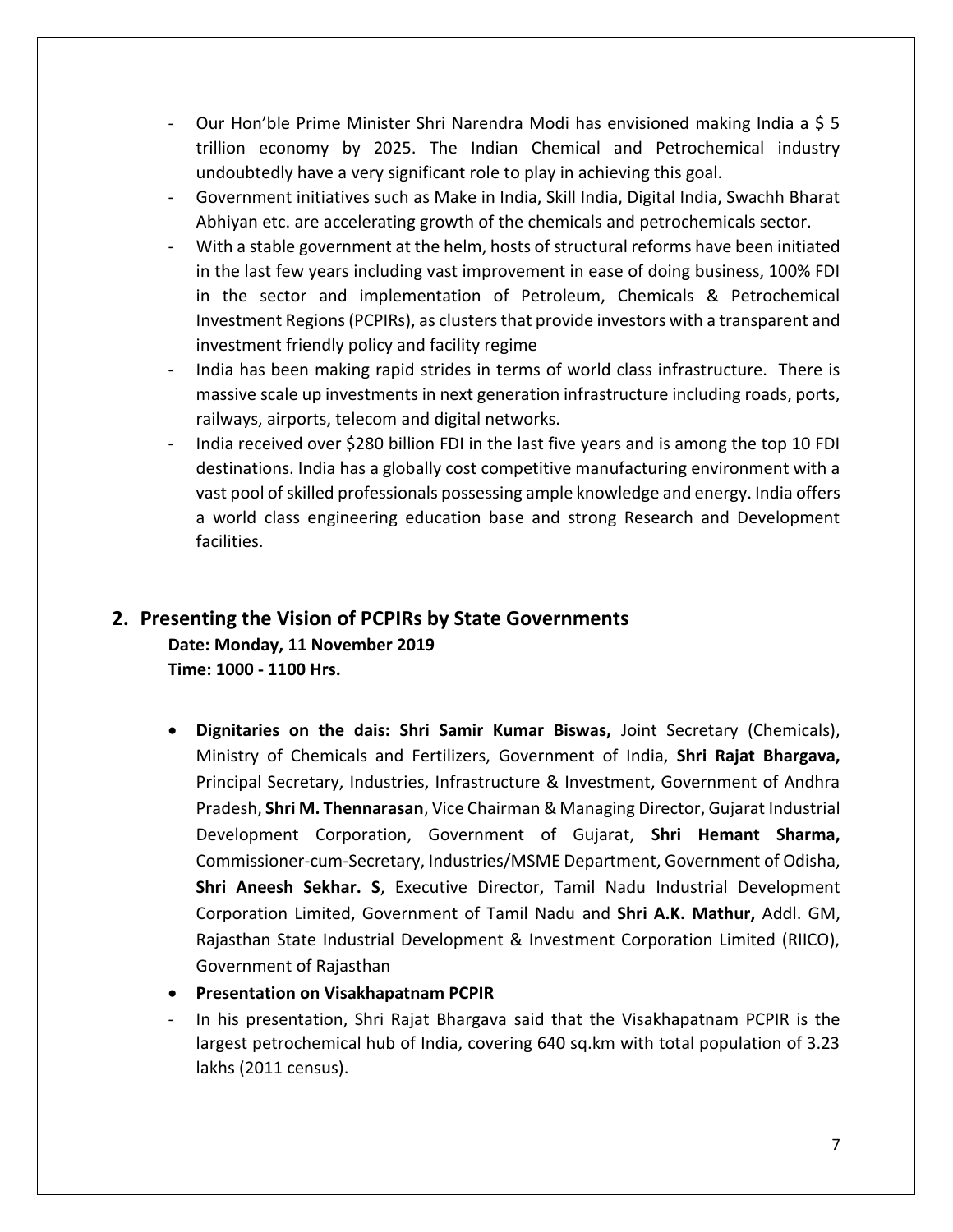- Our Hon'ble Prime Minister Shri Narendra Modi has envisioned making India a $ 5 trillion economy by 2025. The Indian Chemical and Petrochemical industry undoubtedly have a very significant role to play in achieving this goal.
- Government initiatives such as Make in India, Skill India, Digital India, Swachh Bharat Abhiyan etc. are accelerating growth of the chemicals and petrochemicals sector.
- With a stable government at the helm, hosts of structural reforms have been initiated in the last few years including vast improvement in ease of doing business, 100% FDI in the sector and implementation of Petroleum, Chemicals & Petrochemical Investment Regions (PCPIRs), as clusters that provide investors with a transparent and investment friendly policy and facility regime
- India has been making rapid strides in terms of world class infrastructure. There is massive scale up investments in next generation infrastructure including roads, ports, railways, airports, telecom and digital networks.
- India received over $280 billion FDI in the last five years and is among the top 10 FDI destinations. India has a globally cost competitive manufacturing environment with a vast pool of skilled professionals possessing ample knowledge and energy. India offers a world class engineering education base and strong Research and Development facilities.

## 2. Presenting the Vision of PCPIRs by State Governments

**Date: Monday, 11 November 2019**
**Time: 1000 - 1100 Hrs.**

- **Dignitaries on the dais: Shri Samir Kumar Biswas,** Joint Secretary (Chemicals), Ministry of Chemicals and Fertilizers, Government of India, **Shri Rajat Bhargava,** Principal Secretary, Industries, Infrastructure & Investment, Government of Andhra Pradesh, **Shri M. Thennarasan**, Vice Chairman & Managing Director, Gujarat Industrial Development Corporation, Government of Gujarat, **Shri Hemant Sharma,** Commissioner-cum-Secretary, Industries/MSME Department, Government of Odisha, **Shri Aneesh Sekhar. S**, Executive Director, Tamil Nadu Industrial Development Corporation Limited, Government of Tamil Nadu and **Shri A.K. Mathur,** Addl. GM, Rajasthan State Industrial Development & Investment Corporation Limited (RIICO), Government of Rajasthan
- **Presentation on Visakhapatnam PCPIR**

- In his presentation, Shri Rajat Bhargava said that the Visakhapatnam PCPIR is the largest petrochemical hub of India, covering 640 sq.km with total population of 3.23 lakhs (2011 census).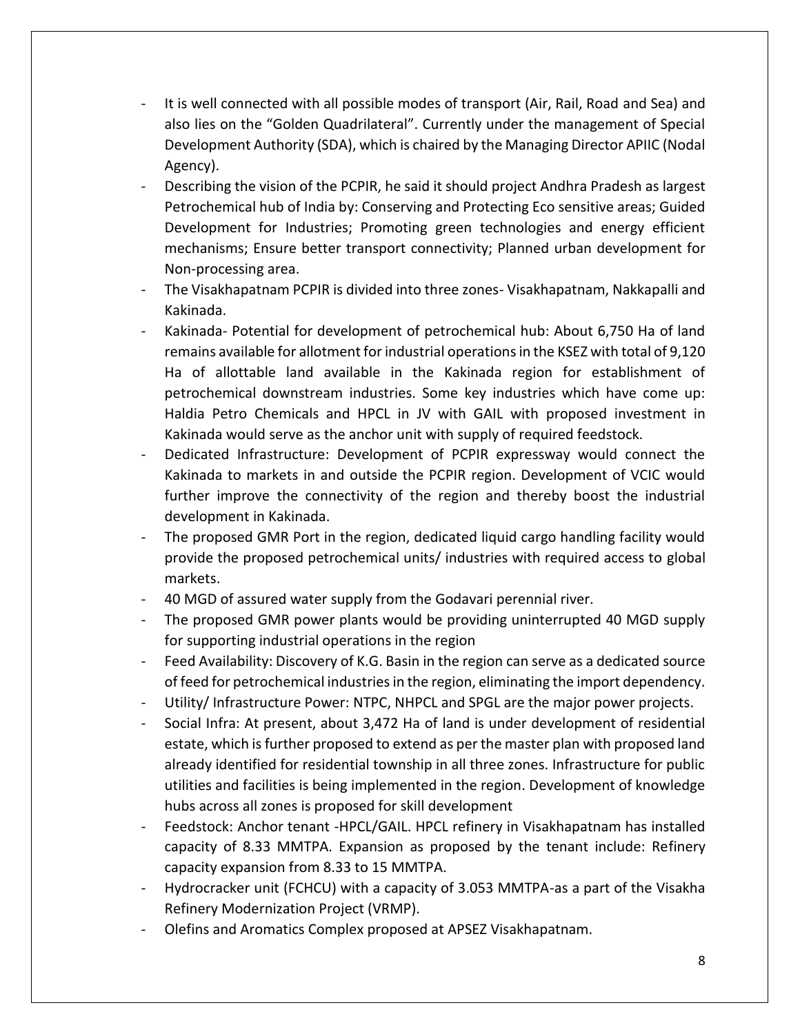- It is well connected with all possible modes of transport (Air, Rail, Road and Sea) and also lies on the "Golden Quadrilateral". Currently under the management of Special Development Authority (SDA), which is chaired by the Managing Director APIIC (Nodal Agency).
- Describing the vision of the PCPIR, he said it should project Andhra Pradesh as largest Petrochemical hub of India by: Conserving and Protecting Eco sensitive areas; Guided Development for Industries; Promoting green technologies and energy efficient mechanisms; Ensure better transport connectivity; Planned urban development for Non-processing area.
- The Visakhapatnam PCPIR is divided into three zones- Visakhapatnam, Nakkapalli and Kakinada.
- Kakinada- Potential for development of petrochemical hub: About 6,750 Ha of land remains available for allotment for industrial operations in the KSEZ with total of 9,120 Ha of allottable land available in the Kakinada region for establishment of petrochemical downstream industries. Some key industries which have come up: Haldia Petro Chemicals and HPCL in JV with GAIL with proposed investment in Kakinada would serve as the anchor unit with supply of required feedstock.
- Dedicated Infrastructure: Development of PCPIR expressway would connect the Kakinada to markets in and outside the PCPIR region. Development of VCIC would further improve the connectivity of the region and thereby boost the industrial development in Kakinada.
- The proposed GMR Port in the region, dedicated liquid cargo handling facility would provide the proposed petrochemical units/ industries with required access to global markets.
- 40 MGD of assured water supply from the Godavari perennial river.
- The proposed GMR power plants would be providing uninterrupted 40 MGD supply for supporting industrial operations in the region
- Feed Availability: Discovery of K.G. Basin in the region can serve as a dedicated source of feed for petrochemical industries in the region, eliminating the import dependency.
- Utility/ Infrastructure Power: NTPC, NHPCL and SPGL are the major power projects.
- Social Infra: At present, about 3,472 Ha of land is under development of residential estate, which is further proposed to extend as per the master plan with proposed land already identified for residential township in all three zones. Infrastructure for public utilities and facilities is being implemented in the region. Development of knowledge hubs across all zones is proposed for skill development
- Feedstock: Anchor tenant -HPCL/GAIL. HPCL refinery in Visakhapatnam has installed capacity of 8.33 MMTPA. Expansion as proposed by the tenant include: Refinery capacity expansion from 8.33 to 15 MMTPA.
- Hydrocracker unit (FCHCU) with a capacity of 3.053 MMTPA-as a part of the Visakha Refinery Modernization Project (VRMP).
- Olefins and Aromatics Complex proposed at APSEZ Visakhapatnam.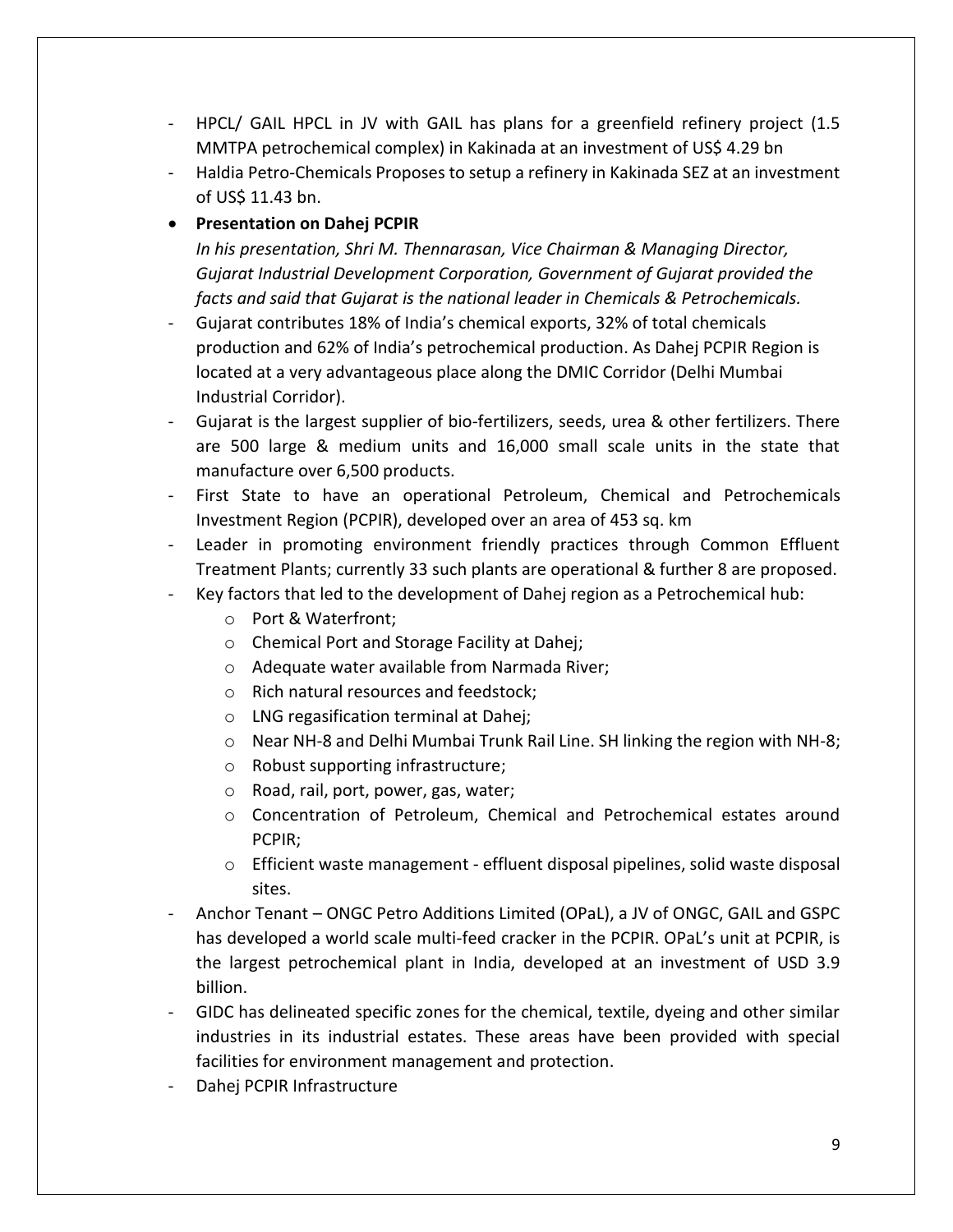- HPCL/ GAIL HPCL in JV with GAIL has plans for a greenfield refinery project (1.5 MMTPA petrochemical complex) in Kakinada at an investment of US$ 4.29 bn
- Haldia Petro-Chemicals Proposes to setup a refinery in Kakinada SEZ at an investment of US$ 11.43 bn.

- **Presentation on Dahej PCPIR**

  *In his presentation, Shri M. Thennarasan, Vice Chairman & Managing Director, Gujarat Industrial Development Corporation, Government of Gujarat provided the facts and said that Gujarat is the national leader in Chemicals & Petrochemicals.*

- Gujarat contributes 18% of India's chemical exports, 32% of total chemicals production and 62% of India's petrochemical production. As Dahej PCPIR Region is located at a very advantageous place along the DMIC Corridor (Delhi Mumbai Industrial Corridor).
- Gujarat is the largest supplier of bio-fertilizers, seeds, urea & other fertilizers. There are 500 large & medium units and 16,000 small scale units in the state that manufacture over 6,500 products.
- First State to have an operational Petroleum, Chemical and Petrochemicals Investment Region (PCPIR), developed over an area of 453 sq. km
- Leader in promoting environment friendly practices through Common Effluent Treatment Plants; currently 33 such plants are operational & further 8 are proposed.
- Key factors that led to the development of Dahej region as a Petrochemical hub:
  - Port & Waterfront;
  - Chemical Port and Storage Facility at Dahej;
  - Adequate water available from Narmada River;
  - Rich natural resources and feedstock;
  - LNG regasification terminal at Dahej;
  - Near NH-8 and Delhi Mumbai Trunk Rail Line. SH linking the region with NH-8;
  - Robust supporting infrastructure;
  - Road, rail, port, power, gas, water;
  - Concentration of Petroleum, Chemical and Petrochemical estates around PCPIR;
  - Efficient waste management - effluent disposal pipelines, solid waste disposal sites.
- Anchor Tenant – ONGC Petro Additions Limited (OPaL), a JV of ONGC, GAIL and GSPC has developed a world scale multi-feed cracker in the PCPIR. OPaL's unit at PCPIR, is the largest petrochemical plant in India, developed at an investment of USD 3.9 billion.
- GIDC has delineated specific zones for the chemical, textile, dyeing and other similar industries in its industrial estates. These areas have been provided with special facilities for environment management and protection.
- Dahej PCPIR Infrastructure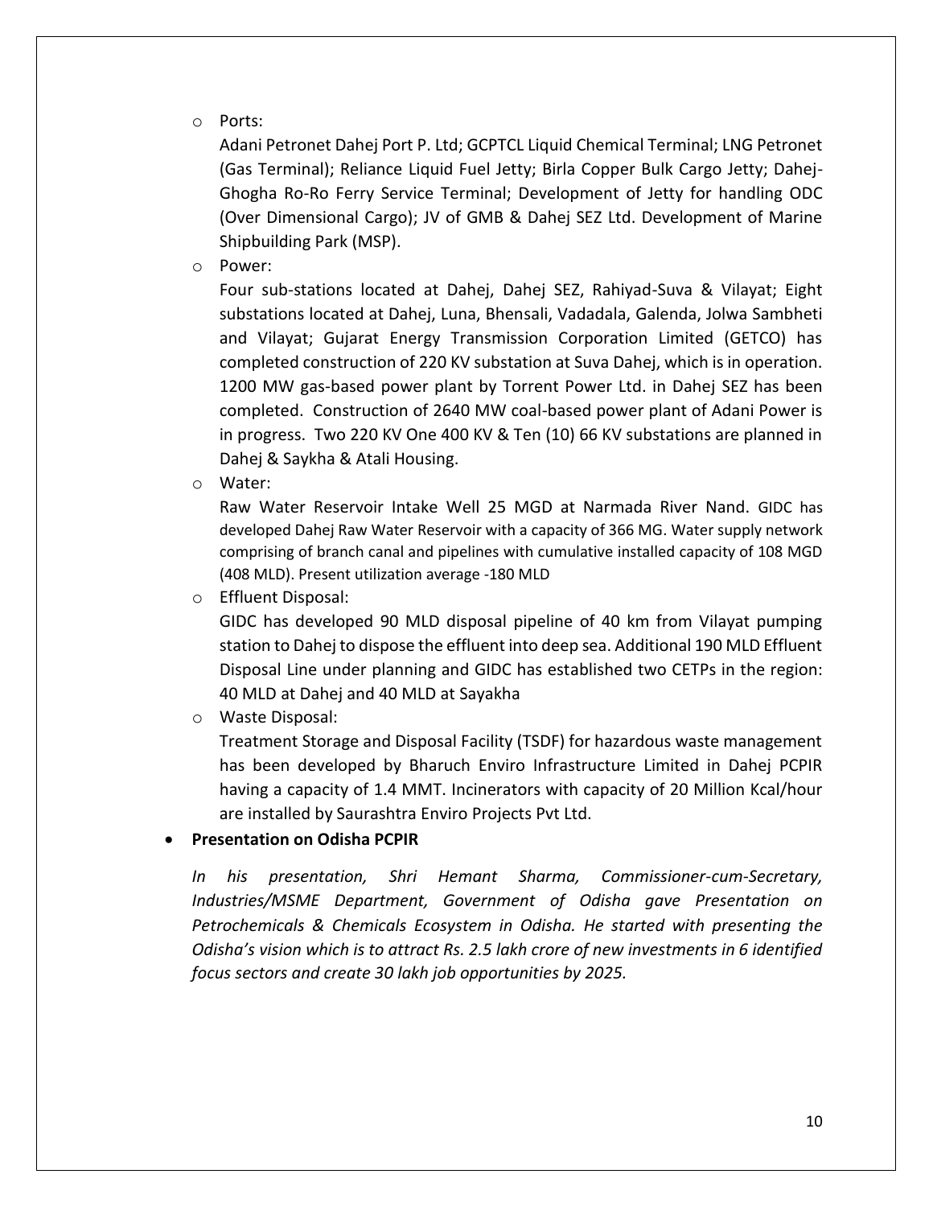- Ports:

  Adani Petronet Dahej Port P. Ltd; GCPTCL Liquid Chemical Terminal; LNG Petronet (Gas Terminal); Reliance Liquid Fuel Jetty; Birla Copper Bulk Cargo Jetty; Dahej-Ghogha Ro-Ro Ferry Service Terminal; Development of Jetty for handling ODC (Over Dimensional Cargo); JV of GMB & Dahej SEZ Ltd. Development of Marine Shipbuilding Park (MSP).

- Power:

  Four sub-stations located at Dahej, Dahej SEZ, Rahiyad-Suva & Vilayat; Eight substations located at Dahej, Luna, Bhensali, Vadadala, Galenda, Jolwa Sambheti and Vilayat; Gujarat Energy Transmission Corporation Limited (GETCO) has completed construction of 220 KV substation at Suva Dahej, which is in operation. 1200 MW gas-based power plant by Torrent Power Ltd. in Dahej SEZ has been completed. Construction of 2640 MW coal-based power plant of Adani Power is in progress. Two 220 KV One 400 KV & Ten (10) 66 KV substations are planned in Dahej & Saykha & Atali Housing.

- Water:

  Raw Water Reservoir Intake Well 25 MGD at Narmada River Nand. GIDC has developed Dahej Raw Water Reservoir with a capacity of 366 MG. Water supply network comprising of branch canal and pipelines with cumulative installed capacity of 108 MGD (408 MLD). Present utilization average -180 MLD

- Effluent Disposal:

  GIDC has developed 90 MLD disposal pipeline of 40 km from Vilayat pumping station to Dahej to dispose the effluent into deep sea. Additional 190 MLD Effluent Disposal Line under planning and GIDC has established two CETPs in the region: 40 MLD at Dahej and 40 MLD at Sayakha

- Waste Disposal:

  Treatment Storage and Disposal Facility (TSDF) for hazardous waste management has been developed by Bharuch Enviro Infrastructure Limited in Dahej PCPIR having a capacity of 1.4 MMT. Incinerators with capacity of 20 Million Kcal/hour are installed by Saurashtra Enviro Projects Pvt Ltd.

- **Presentation on Odisha PCPIR**

  *In his presentation, Shri Hemant Sharma, Commissioner-cum-Secretary, Industries/MSME Department, Government of Odisha gave Presentation on Petrochemicals & Chemicals Ecosystem in Odisha. He started with presenting the Odisha's vision which is to attract Rs. 2.5 lakh crore of new investments in 6 identified focus sectors and create 30 lakh job opportunities by 2025.*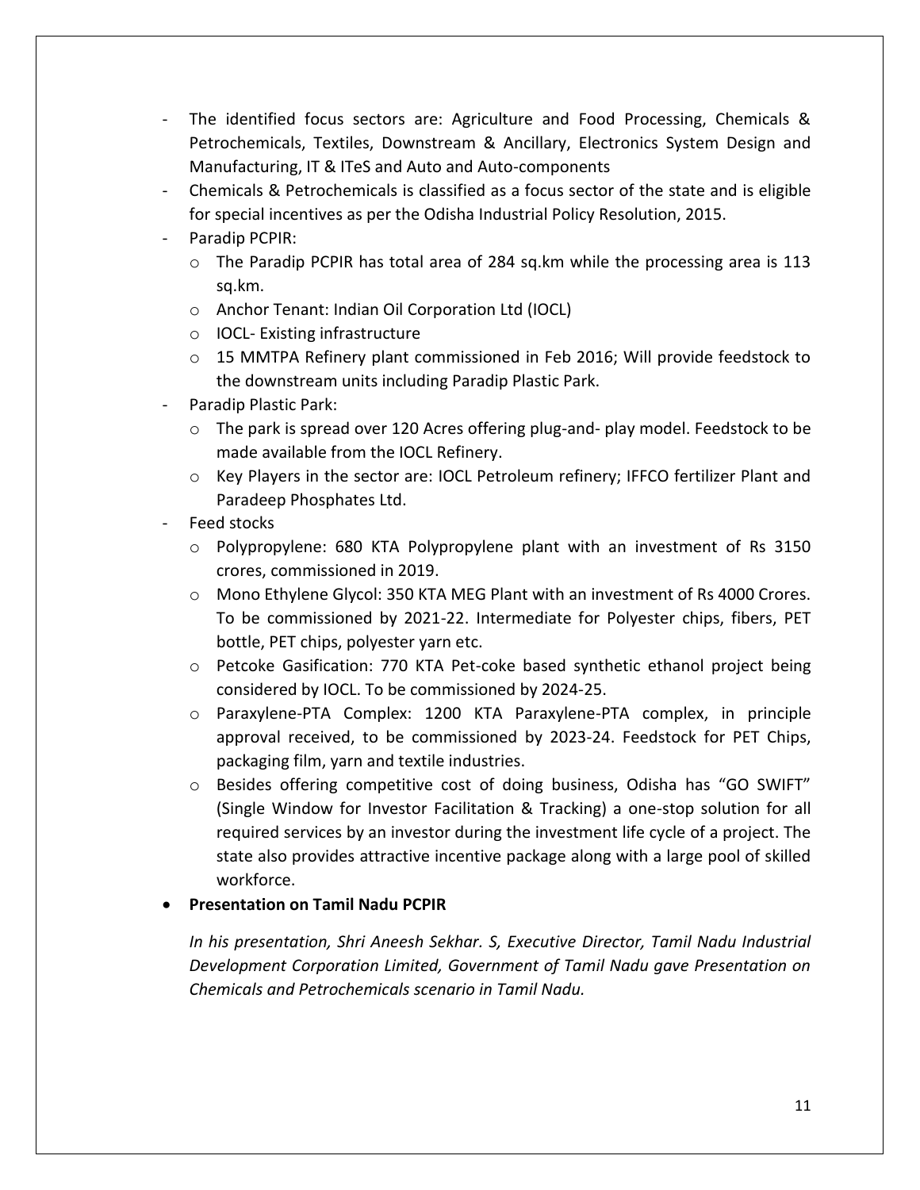- The identified focus sectors are: Agriculture and Food Processing, Chemicals & Petrochemicals, Textiles, Downstream & Ancillary, Electronics System Design and Manufacturing, IT & ITeS and Auto and Auto-components
- Chemicals & Petrochemicals is classified as a focus sector of the state and is eligible for special incentives as per the Odisha Industrial Policy Resolution, 2015.
- Paradip PCPIR:
  - The Paradip PCPIR has total area of 284 sq.km while the processing area is 113 sq.km.
  - Anchor Tenant: Indian Oil Corporation Ltd (IOCL)
  - IOCL- Existing infrastructure
  - 15 MMTPA Refinery plant commissioned in Feb 2016; Will provide feedstock to the downstream units including Paradip Plastic Park.
- Paradip Plastic Park:
  - The park is spread over 120 Acres offering plug-and- play model. Feedstock to be made available from the IOCL Refinery.
  - Key Players in the sector are: IOCL Petroleum refinery; IFFCO fertilizer Plant and Paradeep Phosphates Ltd.
- Feed stocks
  - Polypropylene: 680 KTA Polypropylene plant with an investment of Rs 3150 crores, commissioned in 2019.
  - Mono Ethylene Glycol: 350 KTA MEG Plant with an investment of Rs 4000 Crores. To be commissioned by 2021-22. Intermediate for Polyester chips, fibers, PET bottle, PET chips, polyester yarn etc.
  - Petcoke Gasification: 770 KTA Pet-coke based synthetic ethanol project being considered by IOCL. To be commissioned by 2024-25.
  - Paraxylene-PTA Complex: 1200 KTA Paraxylene-PTA complex, in principle approval received, to be commissioned by 2023-24. Feedstock for PET Chips, packaging film, yarn and textile industries.
  - Besides offering competitive cost of doing business, Odisha has "GO SWIFT" (Single Window for Investor Facilitation & Tracking) a one-stop solution for all required services by an investor during the investment life cycle of a project. The state also provides attractive incentive package along with a large pool of skilled workforce.

- **Presentation on Tamil Nadu PCPIR**

  *In his presentation, Shri Aneesh Sekhar. S, Executive Director, Tamil Nadu Industrial Development Corporation Limited, Government of Tamil Nadu gave Presentation on Chemicals and Petrochemicals scenario in Tamil Nadu.*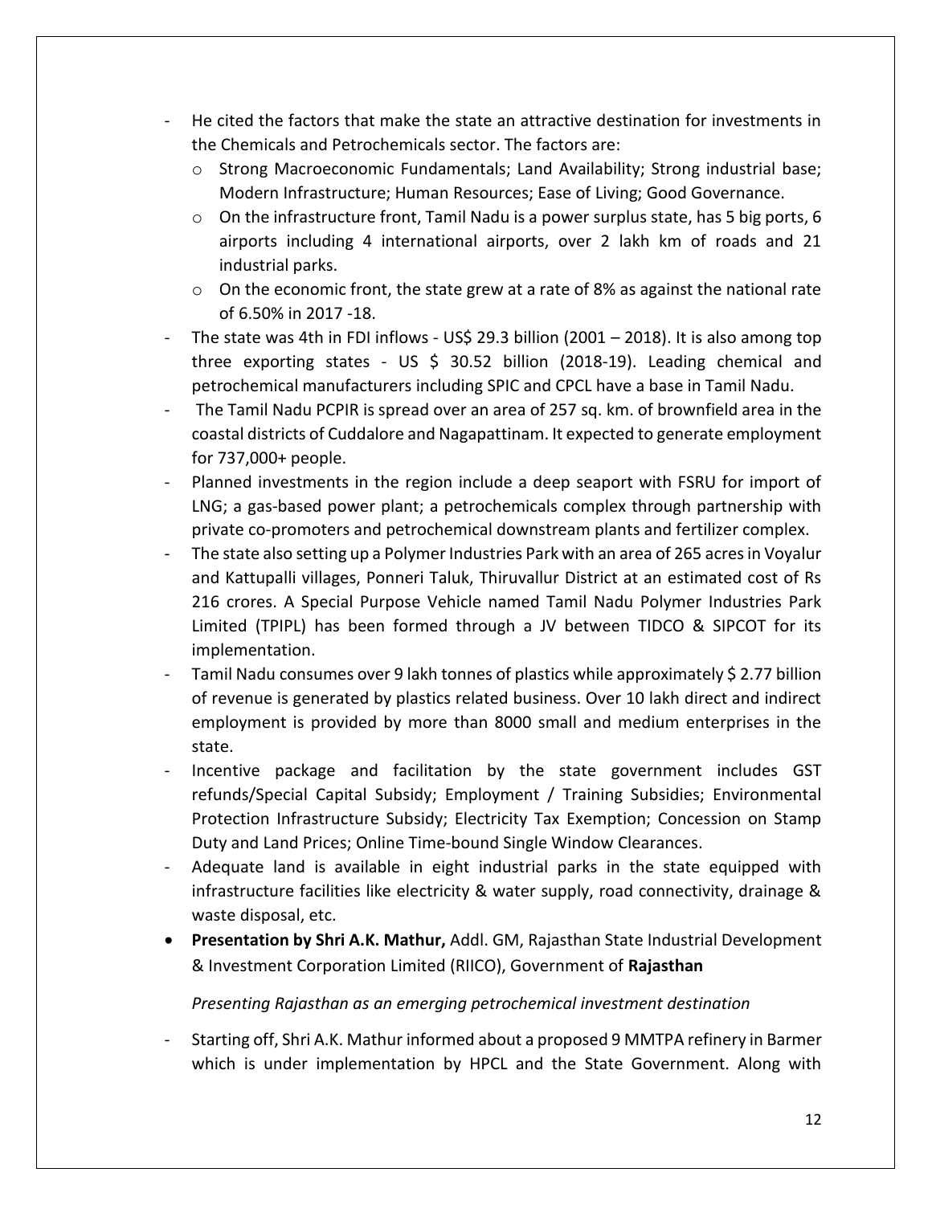- He cited the factors that make the state an attractive destination for investments in the Chemicals and Petrochemicals sector. The factors are:
  - Strong Macroeconomic Fundamentals; Land Availability; Strong industrial base; Modern Infrastructure; Human Resources; Ease of Living; Good Governance.
  - On the infrastructure front, Tamil Nadu is a power surplus state, has 5 big ports, 6 airports including 4 international airports, over 2 lakh km of roads and 21 industrial parks.
  - On the economic front, the state grew at a rate of 8% as against the national rate of 6.50% in 2017 -18.
- The state was 4th in FDI inflows - US$ 29.3 billion (2001 – 2018). It is also among top three exporting states - US $ 30.52 billion (2018-19). Leading chemical and petrochemical manufacturers including SPIC and CPCL have a base in Tamil Nadu.
- The Tamil Nadu PCPIR is spread over an area of 257 sq. km. of brownfield area in the coastal districts of Cuddalore and Nagapattinam. It expected to generate employment for 737,000+ people.
- Planned investments in the region include a deep seaport with FSRU for import of LNG; a gas-based power plant; a petrochemicals complex through partnership with private co-promoters and petrochemical downstream plants and fertilizer complex.
- The state also setting up a Polymer Industries Park with an area of 265 acres in Voyalur and Kattupalli villages, Ponneri Taluk, Thiruvallur District at an estimated cost of Rs 216 crores. A Special Purpose Vehicle named Tamil Nadu Polymer Industries Park Limited (TPIPL) has been formed through a JV between TIDCO & SIPCOT for its implementation.
- Tamil Nadu consumes over 9 lakh tonnes of plastics while approximately $ 2.77 billion of revenue is generated by plastics related business. Over 10 lakh direct and indirect employment is provided by more than 8000 small and medium enterprises in the state.
- Incentive package and facilitation by the state government includes GST refunds/Special Capital Subsidy; Employment / Training Subsidies; Environmental Protection Infrastructure Subsidy; Electricity Tax Exemption; Concession on Stamp Duty and Land Prices; Online Time-bound Single Window Clearances.
- Adequate land is available in eight industrial parks in the state equipped with infrastructure facilities like electricity & water supply, road connectivity, drainage & waste disposal, etc.

- **Presentation by Shri A.K. Mathur,** Addl. GM, Rajasthan State Industrial Development & Investment Corporation Limited (RIICO), Government of **Rajasthan**

  *Presenting Rajasthan as an emerging petrochemical investment destination*

- Starting off, Shri A.K. Mathur informed about a proposed 9 MMTPA refinery in Barmer which is under implementation by HPCL and the State Government. Along with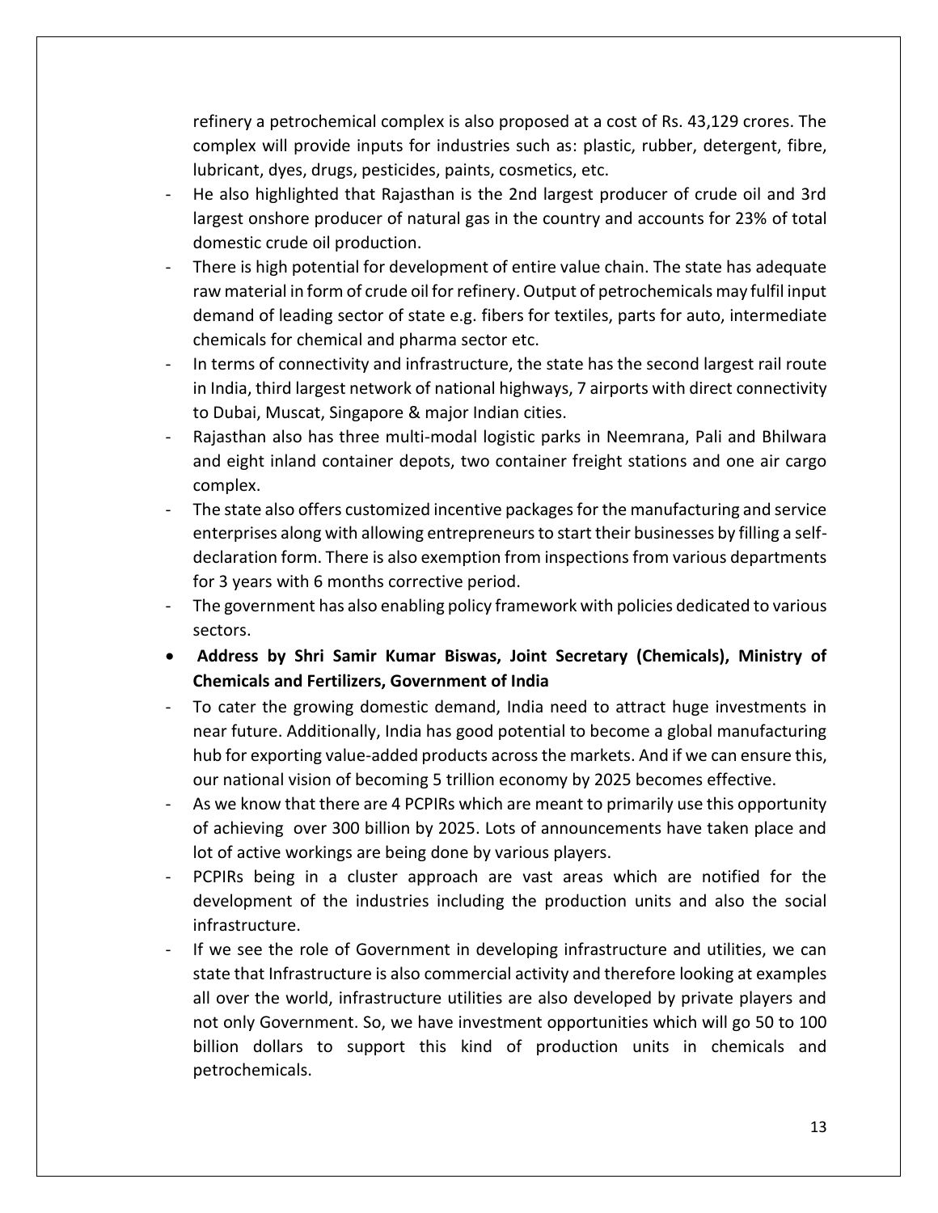refinery a petrochemical complex is also proposed at a cost of Rs. 43,129 crores. The complex will provide inputs for industries such as: plastic, rubber, detergent, fibre, lubricant, dyes, drugs, pesticides, paints, cosmetics, etc.

- He also highlighted that Rajasthan is the 2nd largest producer of crude oil and 3rd largest onshore producer of natural gas in the country and accounts for 23% of total domestic crude oil production.
- There is high potential for development of entire value chain. The state has adequate raw material in form of crude oil for refinery. Output of petrochemicals may fulfil input demand of leading sector of state e.g. fibers for textiles, parts for auto, intermediate chemicals for chemical and pharma sector etc.
- In terms of connectivity and infrastructure, the state has the second largest rail route in India, third largest network of national highways, 7 airports with direct connectivity to Dubai, Muscat, Singapore & major Indian cities.
- Rajasthan also has three multi-modal logistic parks in Neemrana, Pali and Bhilwara and eight inland container depots, two container freight stations and one air cargo complex.
- The state also offers customized incentive packages for the manufacturing and service enterprises along with allowing entrepreneurs to start their businesses by filling a self-declaration form. There is also exemption from inspections from various departments for 3 years with 6 months corrective period.
- The government has also enabling policy framework with policies dedicated to various sectors.

- **Address by Shri Samir Kumar Biswas, Joint Secretary (Chemicals), Ministry of Chemicals and Fertilizers, Government of India**

- To cater the growing domestic demand, India need to attract huge investments in near future. Additionally, India has good potential to become a global manufacturing hub for exporting value-added products across the markets. And if we can ensure this, our national vision of becoming 5 trillion economy by 2025 becomes effective.
- As we know that there are 4 PCPIRs which are meant to primarily use this opportunity of achieving over 300 billion by 2025. Lots of announcements have taken place and lot of active workings are being done by various players.
- PCPIRs being in a cluster approach are vast areas which are notified for the development of the industries including the production units and also the social infrastructure.
- If we see the role of Government in developing infrastructure and utilities, we can state that Infrastructure is also commercial activity and therefore looking at examples all over the world, infrastructure utilities are also developed by private players and not only Government. So, we have investment opportunities which will go 50 to 100 billion dollars to support this kind of production units in chemicals and petrochemicals.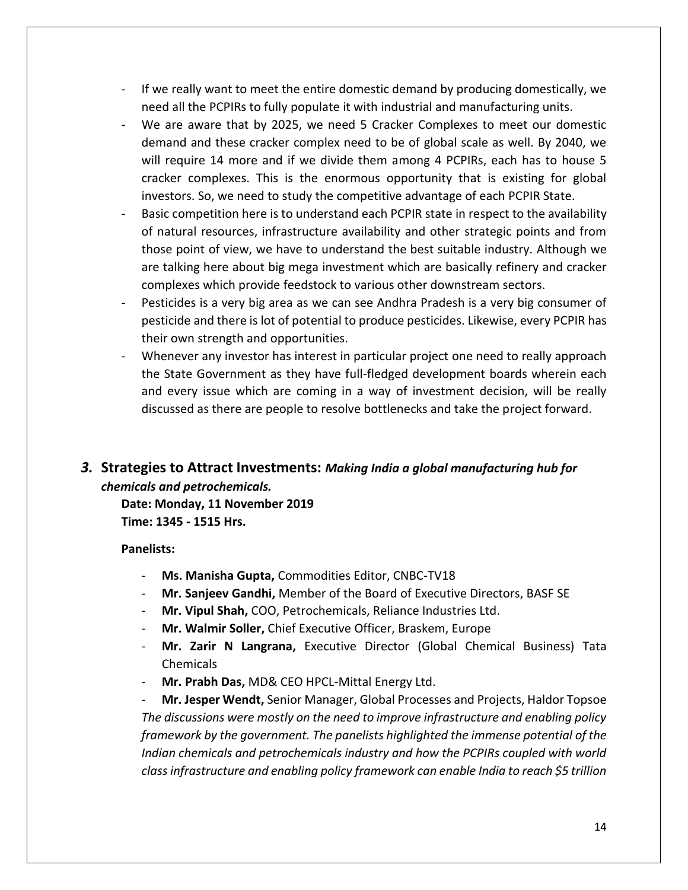- If we really want to meet the entire domestic demand by producing domestically, we need all the PCPIRs to fully populate it with industrial and manufacturing units.
- We are aware that by 2025, we need 5 Cracker Complexes to meet our domestic demand and these cracker complex need to be of global scale as well. By 2040, we will require 14 more and if we divide them among 4 PCPIRs, each has to house 5 cracker complexes. This is the enormous opportunity that is existing for global investors. So, we need to study the competitive advantage of each PCPIR State.
- Basic competition here is to understand each PCPIR state in respect to the availability of natural resources, infrastructure availability and other strategic points and from those point of view, we have to understand the best suitable industry. Although we are talking here about big mega investment which are basically refinery and cracker complexes which provide feedstock to various other downstream sectors.
- Pesticides is a very big area as we can see Andhra Pradesh is a very big consumer of pesticide and there is lot of potential to produce pesticides. Likewise, every PCPIR has their own strength and opportunities.
- Whenever any investor has interest in particular project one need to really approach the State Government as they have full-fledged development boards wherein each and every issue which are coming in a way of investment decision, will be really discussed as there are people to resolve bottlenecks and take the project forward.

## *3.* Strategies to Attract Investments: *Making India a global manufacturing hub for chemicals and petrochemicals.*

**Date: Monday, 11 November 2019**
**Time: 1345 - 1515 Hrs.**

**Panelists:**

- **Ms. Manisha Gupta,** Commodities Editor, CNBC-TV18
- **Mr. Sanjeev Gandhi,** Member of the Board of Executive Directors, BASF SE
- **Mr. Vipul Shah,** COO, Petrochemicals, Reliance Industries Ltd.
- **Mr. Walmir Soller,** Chief Executive Officer, Braskem, Europe
- **Mr. Zarir N Langrana,** Executive Director (Global Chemical Business) Tata Chemicals
- **Mr. Prabh Das,** MD& CEO HPCL-Mittal Energy Ltd.
- **Mr. Jesper Wendt,** Senior Manager, Global Processes and Projects, Haldor Topsoe

*The discussions were mostly on the need to improve infrastructure and enabling policy framework by the government. The panelists highlighted the immense potential of the Indian chemicals and petrochemicals industry and how the PCPIRs coupled with world class infrastructure and enabling policy framework can enable India to reach $5 trillion*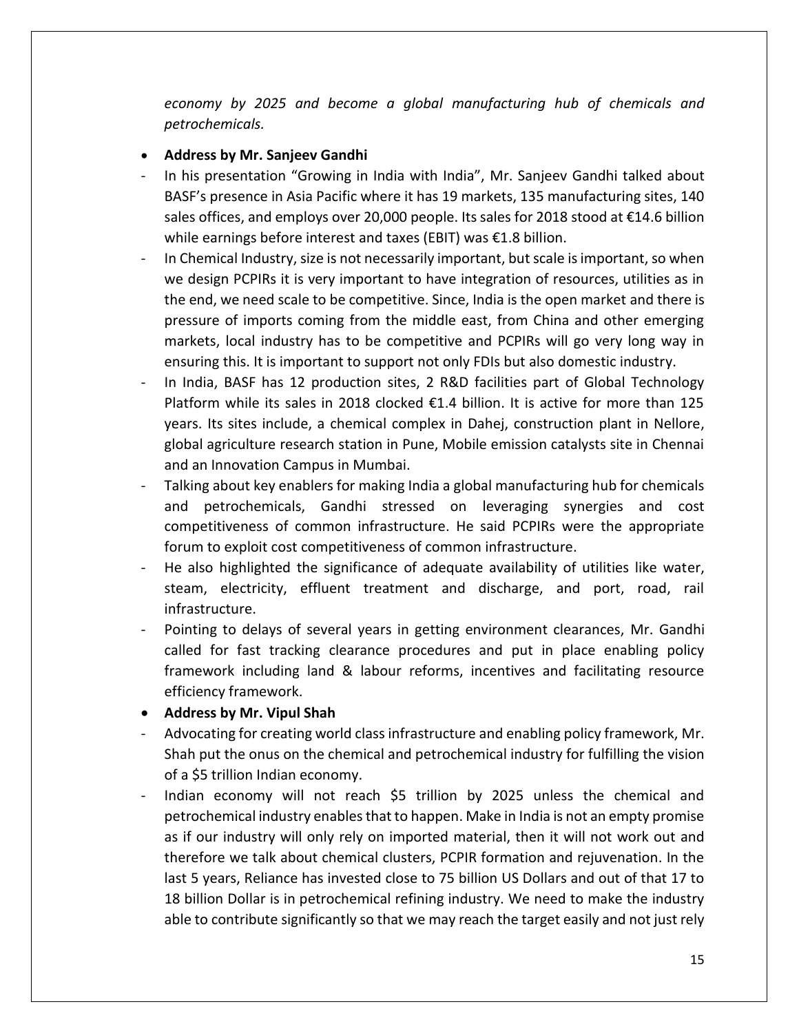*economy by 2025 and become a global manufacturing hub of chemicals and petrochemicals.*

- **Address by Mr. Sanjeev Gandhi**

- In his presentation “Growing in India with India”, Mr. Sanjeev Gandhi talked about BASF’s presence in Asia Pacific where it has 19 markets, 135 manufacturing sites, 140 sales offices, and employs over 20,000 people. Its sales for 2018 stood at €14.6 billion while earnings before interest and taxes (EBIT) was €1.8 billion.
- In Chemical Industry, size is not necessarily important, but scale is important, so when we design PCPIRs it is very important to have integration of resources, utilities as in the end, we need scale to be competitive. Since, India is the open market and there is pressure of imports coming from the middle east, from China and other emerging markets, local industry has to be competitive and PCPIRs will go very long way in ensuring this. It is important to support not only FDIs but also domestic industry.
- In India, BASF has 12 production sites, 2 R&D facilities part of Global Technology Platform while its sales in 2018 clocked €1.4 billion. It is active for more than 125 years. Its sites include, a chemical complex in Dahej, construction plant in Nellore, global agriculture research station in Pune, Mobile emission catalysts site in Chennai and an Innovation Campus in Mumbai.
- Talking about key enablers for making India a global manufacturing hub for chemicals and petrochemicals, Gandhi stressed on leveraging synergies and cost competitiveness of common infrastructure. He said PCPIRs were the appropriate forum to exploit cost competitiveness of common infrastructure.
- He also highlighted the significance of adequate availability of utilities like water, steam, electricity, effluent treatment and discharge, and port, road, rail infrastructure.
- Pointing to delays of several years in getting environment clearances, Mr. Gandhi called for fast tracking clearance procedures and put in place enabling policy framework including land & labour reforms, incentives and facilitating resource efficiency framework.

- **Address by Mr. Vipul Shah**

- Advocating for creating world class infrastructure and enabling policy framework, Mr. Shah put the onus on the chemical and petrochemical industry for fulfilling the vision of a $5 trillion Indian economy.
- Indian economy will not reach $5 trillion by 2025 unless the chemical and petrochemical industry enables that to happen. Make in India is not an empty promise as if our industry will only rely on imported material, then it will not work out and therefore we talk about chemical clusters, PCPIR formation and rejuvenation. In the last 5 years, Reliance has invested close to 75 billion US Dollars and out of that 17 to 18 billion Dollar is in petrochemical refining industry. We need to make the industry able to contribute significantly so that we may reach the target easily and not just rely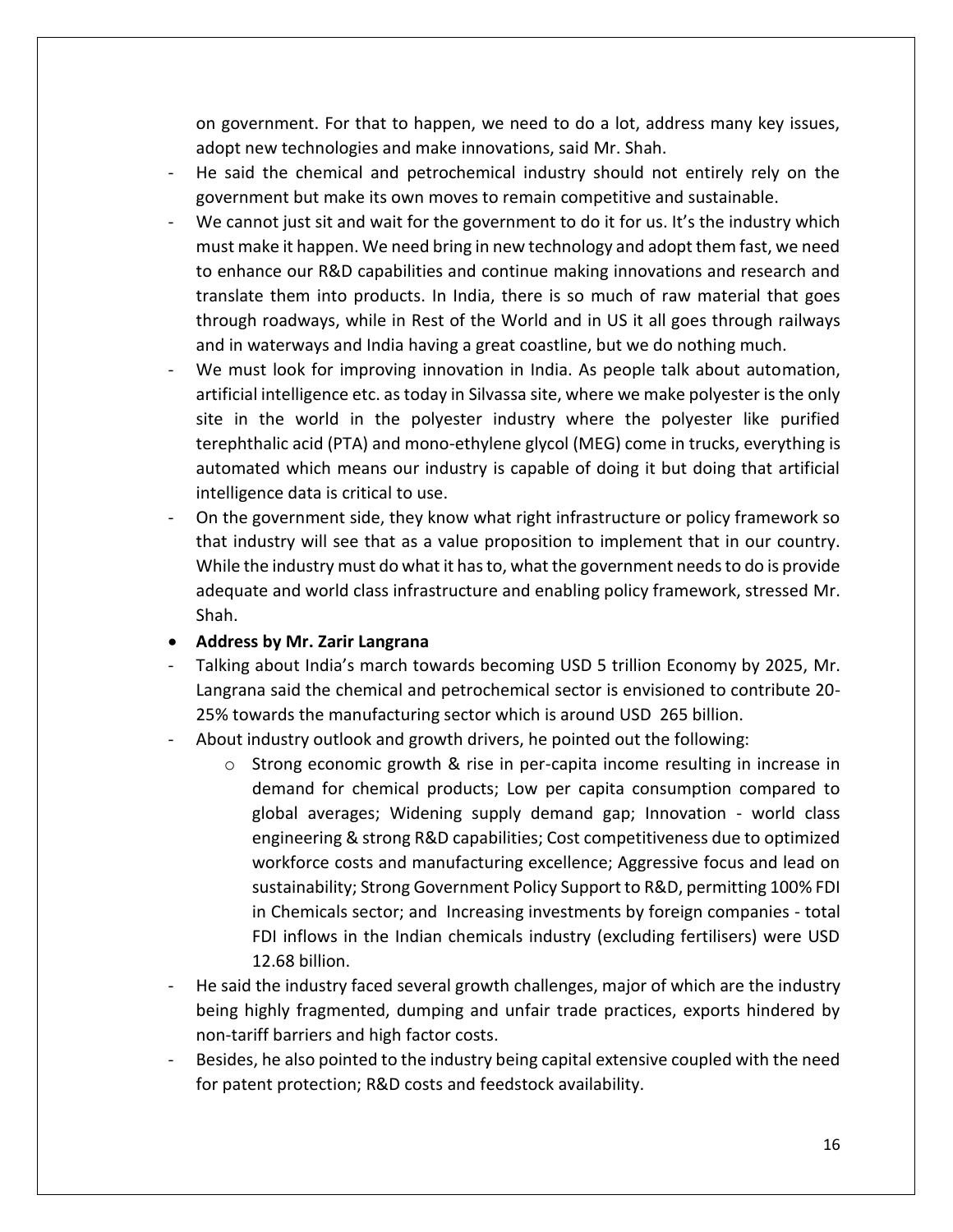on government. For that to happen, we need to do a lot, address many key issues, adopt new technologies and make innovations, said Mr. Shah.

- He said the chemical and petrochemical industry should not entirely rely on the government but make its own moves to remain competitive and sustainable.
- We cannot just sit and wait for the government to do it for us. It's the industry which must make it happen. We need bring in new technology and adopt them fast, we need to enhance our R&D capabilities and continue making innovations and research and translate them into products. In India, there is so much of raw material that goes through roadways, while in Rest of the World and in US it all goes through railways and in waterways and India having a great coastline, but we do nothing much.
- We must look for improving innovation in India. As people talk about automation, artificial intelligence etc. as today in Silvassa site, where we make polyester is the only site in the world in the polyester industry where the polyester like purified terephthalic acid (PTA) and mono-ethylene glycol (MEG) come in trucks, everything is automated which means our industry is capable of doing it but doing that artificial intelligence data is critical to use.
- On the government side, they know what right infrastructure or policy framework so that industry will see that as a value proposition to implement that in our country. While the industry must do what it has to, what the government needs to do is provide adequate and world class infrastructure and enabling policy framework, stressed Mr. Shah.

- **Address by Mr. Zarir Langrana**

- Talking about India's march towards becoming USD 5 trillion Economy by 2025, Mr. Langrana said the chemical and petrochemical sector is envisioned to contribute 20-25% towards the manufacturing sector which is around USD 265 billion.
- About industry outlook and growth drivers, he pointed out the following:
  - Strong economic growth & rise in per-capita income resulting in increase in demand for chemical products; Low per capita consumption compared to global averages; Widening supply demand gap; Innovation - world class engineering & strong R&D capabilities; Cost competitiveness due to optimized workforce costs and manufacturing excellence; Aggressive focus and lead on sustainability; Strong Government Policy Support to R&D, permitting 100% FDI in Chemicals sector; and Increasing investments by foreign companies - total FDI inflows in the Indian chemicals industry (excluding fertilisers) were USD 12.68 billion.
- He said the industry faced several growth challenges, major of which are the industry being highly fragmented, dumping and unfair trade practices, exports hindered by non-tariff barriers and high factor costs.
- Besides, he also pointed to the industry being capital extensive coupled with the need for patent protection; R&D costs and feedstock availability.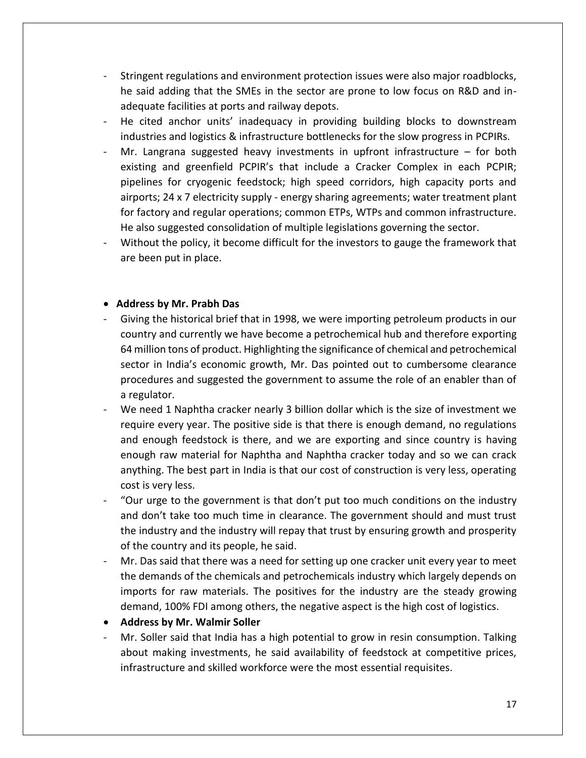- Stringent regulations and environment protection issues were also major roadblocks, he said adding that the SMEs in the sector are prone to low focus on R&D and in-adequate facilities at ports and railway depots.
- He cited anchor units' inadequacy in providing building blocks to downstream industries and logistics & infrastructure bottlenecks for the slow progress in PCPIRs.
- Mr. Langrana suggested heavy investments in upfront infrastructure – for both existing and greenfield PCPIR's that include a Cracker Complex in each PCPIR; pipelines for cryogenic feedstock; high speed corridors, high capacity ports and airports; 24 x 7 electricity supply - energy sharing agreements; water treatment plant for factory and regular operations; common ETPs, WTPs and common infrastructure. He also suggested consolidation of multiple legislations governing the sector.
- Without the policy, it become difficult for the investors to gauge the framework that are been put in place.

- **Address by Mr. Prabh Das**

- Giving the historical brief that in 1998, we were importing petroleum products in our country and currently we have become a petrochemical hub and therefore exporting 64 million tons of product. Highlighting the significance of chemical and petrochemical sector in India's economic growth, Mr. Das pointed out to cumbersome clearance procedures and suggested the government to assume the role of an enabler than of a regulator.
- We need 1 Naphtha cracker nearly 3 billion dollar which is the size of investment we require every year. The positive side is that there is enough demand, no regulations and enough feedstock is there, and we are exporting and since country is having enough raw material for Naphtha and Naphtha cracker today and so we can crack anything. The best part in India is that our cost of construction is very less, operating cost is very less.
- "Our urge to the government is that don't put too much conditions on the industry and don't take too much time in clearance. The government should and must trust the industry and the industry will repay that trust by ensuring growth and prosperity of the country and its people, he said.
- Mr. Das said that there was a need for setting up one cracker unit every year to meet the demands of the chemicals and petrochemicals industry which largely depends on imports for raw materials. The positives for the industry are the steady growing demand, 100% FDI among others, the negative aspect is the high cost of logistics.

- **Address by Mr. Walmir Soller**

- Mr. Soller said that India has a high potential to grow in resin consumption. Talking about making investments, he said availability of feedstock at competitive prices, infrastructure and skilled workforce were the most essential requisites.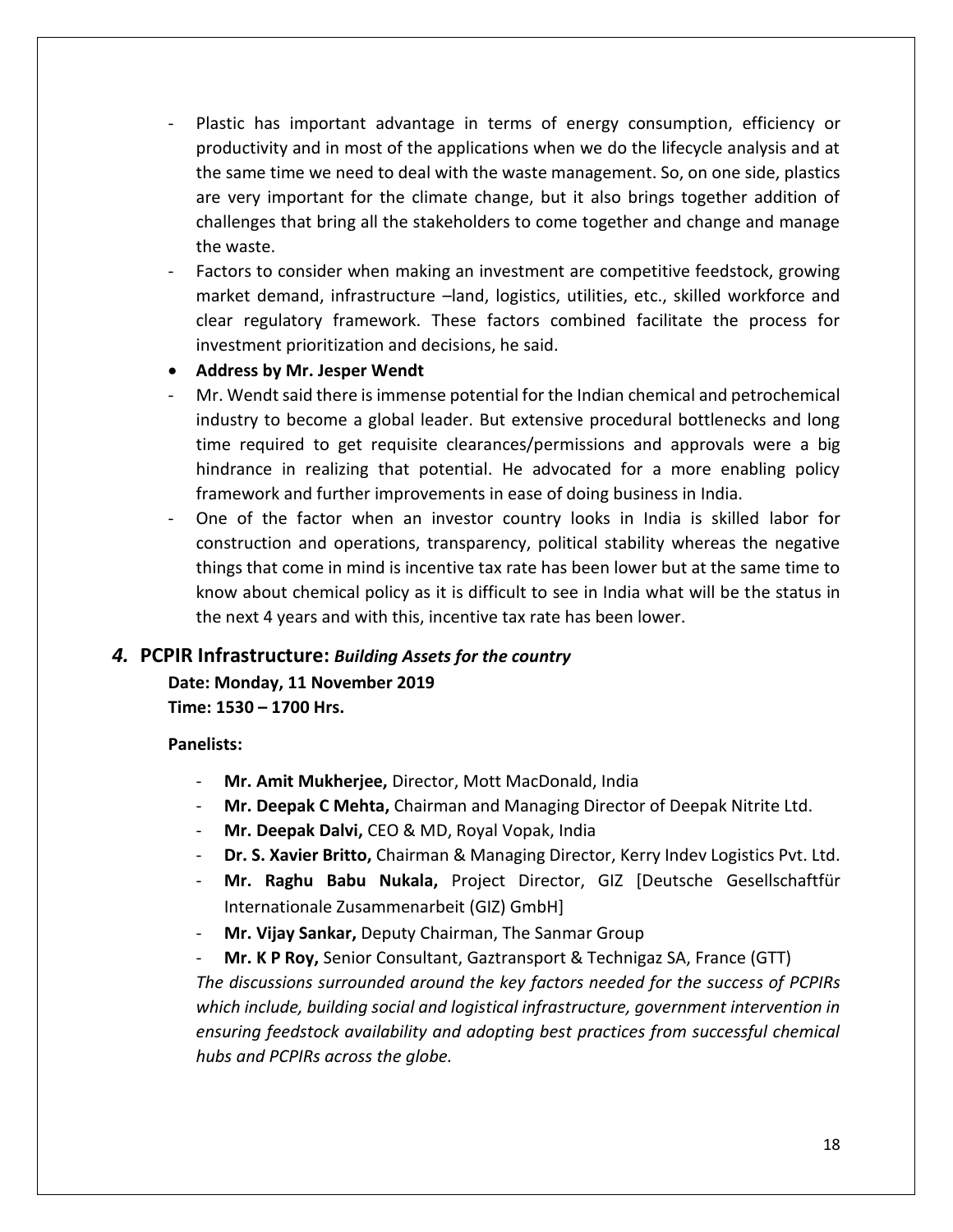- Plastic has important advantage in terms of energy consumption, efficiency or productivity and in most of the applications when we do the lifecycle analysis and at the same time we need to deal with the waste management. So, on one side, plastics are very important for the climate change, but it also brings together addition of challenges that bring all the stakeholders to come together and change and manage the waste.
- Factors to consider when making an investment are competitive feedstock, growing market demand, infrastructure –land, logistics, utilities, etc., skilled workforce and clear regulatory framework. These factors combined facilitate the process for investment prioritization and decisions, he said.

- **Address by Mr. Jesper Wendt**

- Mr. Wendt said there is immense potential for the Indian chemical and petrochemical industry to become a global leader. But extensive procedural bottlenecks and long time required to get requisite clearances/permissions and approvals were a big hindrance in realizing that potential. He advocated for a more enabling policy framework and further improvements in ease of doing business in India.
- One of the factor when an investor country looks in India is skilled labor for construction and operations, transparency, political stability whereas the negative things that come in mind is incentive tax rate has been lower but at the same time to know about chemical policy as it is difficult to see in India what will be the status in the next 4 years and with this, incentive tax rate has been lower.

## *4.* PCPIR Infrastructure: *Building Assets for the country*

**Date: Monday, 11 November 2019**
**Time: 1530 – 1700 Hrs.**

**Panelists:**

- **Mr. Amit Mukherjee,** Director, Mott MacDonald, India
- **Mr. Deepak C Mehta,** Chairman and Managing Director of Deepak Nitrite Ltd.
- **Mr. Deepak Dalvi,** CEO & MD, Royal Vopak, India
- **Dr. S. Xavier Britto,** Chairman & Managing Director, Kerry Indev Logistics Pvt. Ltd.
- **Mr. Raghu Babu Nukala,** Project Director, GIZ [Deutsche Gesellschaftfür Internationale Zusammenarbeit (GIZ) GmbH]
- **Mr. Vijay Sankar,** Deputy Chairman, The Sanmar Group
- **Mr. K P Roy,** Senior Consultant, Gaztransport & Technigaz SA, France (GTT)

*The discussions surrounded around the key factors needed for the success of PCPIRs which include, building social and logistical infrastructure, government intervention in ensuring feedstock availability and adopting best practices from successful chemical hubs and PCPIRs across the globe.*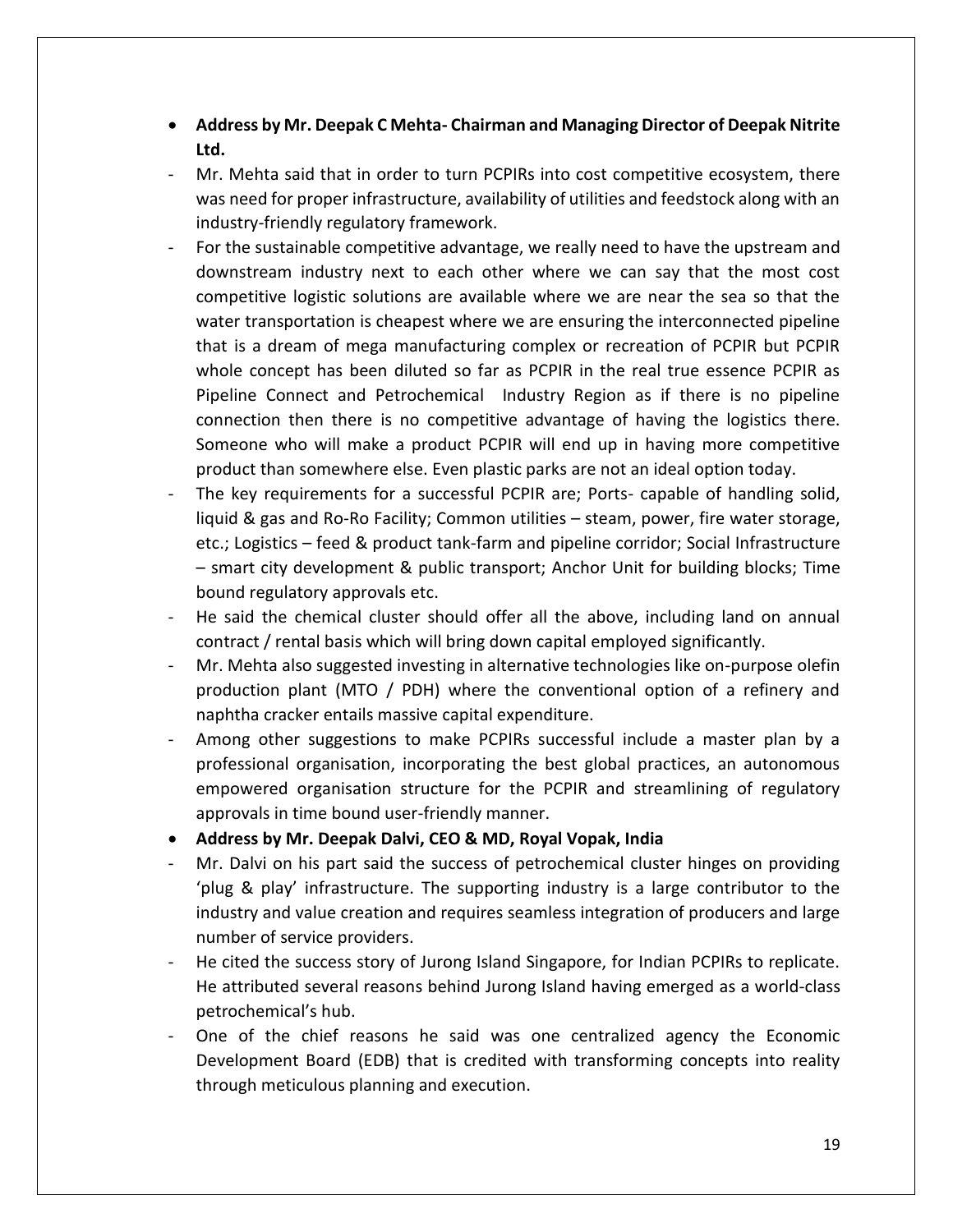- **Address by Mr. Deepak C Mehta- Chairman and Managing Director of Deepak Nitrite Ltd.**

- Mr. Mehta said that in order to turn PCPIRs into cost competitive ecosystem, there was need for proper infrastructure, availability of utilities and feedstock along with an industry-friendly regulatory framework.
- For the sustainable competitive advantage, we really need to have the upstream and downstream industry next to each other where we can say that the most cost competitive logistic solutions are available where we are near the sea so that the water transportation is cheapest where we are ensuring the interconnected pipeline that is a dream of mega manufacturing complex or recreation of PCPIR but PCPIR whole concept has been diluted so far as PCPIR in the real true essence PCPIR as Pipeline Connect and Petrochemical Industry Region as if there is no pipeline connection then there is no competitive advantage of having the logistics there. Someone who will make a product PCPIR will end up in having more competitive product than somewhere else. Even plastic parks are not an ideal option today.
- The key requirements for a successful PCPIR are; Ports- capable of handling solid, liquid & gas and Ro-Ro Facility; Common utilities – steam, power, fire water storage, etc.; Logistics – feed & product tank-farm and pipeline corridor; Social Infrastructure – smart city development & public transport; Anchor Unit for building blocks; Time bound regulatory approvals etc.
- He said the chemical cluster should offer all the above, including land on annual contract / rental basis which will bring down capital employed significantly.
- Mr. Mehta also suggested investing in alternative technologies like on-purpose olefin production plant (MTO / PDH) where the conventional option of a refinery and naphtha cracker entails massive capital expenditure.
- Among other suggestions to make PCPIRs successful include a master plan by a professional organisation, incorporating the best global practices, an autonomous empowered organisation structure for the PCPIR and streamlining of regulatory approvals in time bound user-friendly manner.

- **Address by Mr. Deepak Dalvi, CEO & MD, Royal Vopak, India**

- Mr. Dalvi on his part said the success of petrochemical cluster hinges on providing 'plug & play' infrastructure. The supporting industry is a large contributor to the industry and value creation and requires seamless integration of producers and large number of service providers.
- He cited the success story of Jurong Island Singapore, for Indian PCPIRs to replicate. He attributed several reasons behind Jurong Island having emerged as a world-class petrochemical's hub.
- One of the chief reasons he said was one centralized agency the Economic Development Board (EDB) that is credited with transforming concepts into reality through meticulous planning and execution.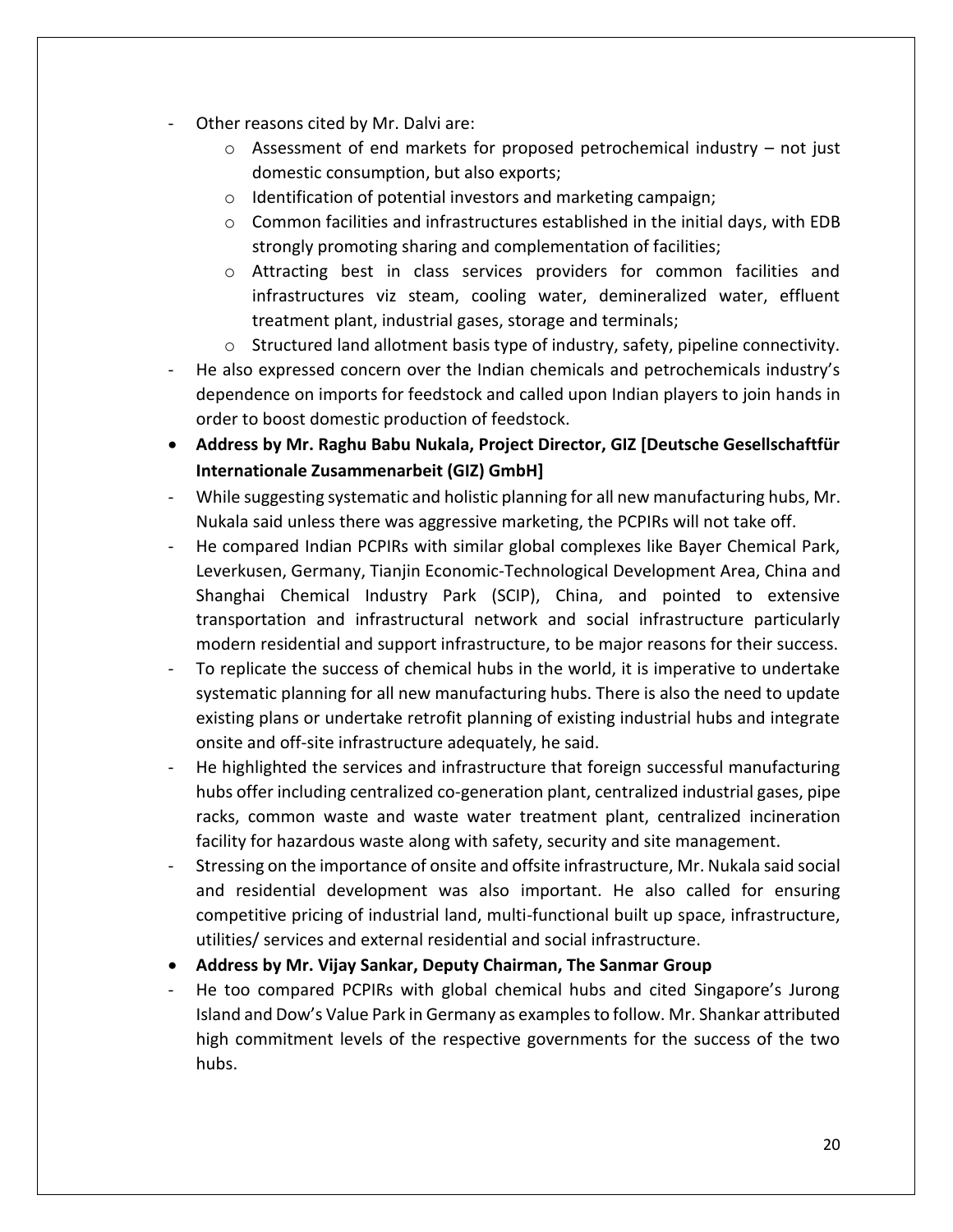- Other reasons cited by Mr. Dalvi are:
    - Assessment of end markets for proposed petrochemical industry – not just domestic consumption, but also exports;
    - Identification of potential investors and marketing campaign;
    - Common facilities and infrastructures established in the initial days, with EDB strongly promoting sharing and complementation of facilities;
    - Attracting best in class services providers for common facilities and infrastructures viz steam, cooling water, demineralized water, effluent treatment plant, industrial gases, storage and terminals;
    - Structured land allotment basis type of industry, safety, pipeline connectivity.
- He also expressed concern over the Indian chemicals and petrochemicals industry's dependence on imports for feedstock and called upon Indian players to join hands in order to boost domestic production of feedstock.

- **Address by Mr. Raghu Babu Nukala, Project Director, GIZ [Deutsche Gesellschaftfür Internationale Zusammenarbeit (GIZ) GmbH]**

- While suggesting systematic and holistic planning for all new manufacturing hubs, Mr. Nukala said unless there was aggressive marketing, the PCPIRs will not take off.
- He compared Indian PCPIRs with similar global complexes like Bayer Chemical Park, Leverkusen, Germany, Tianjin Economic-Technological Development Area, China and Shanghai Chemical Industry Park (SCIP), China, and pointed to extensive transportation and infrastructural network and social infrastructure particularly modern residential and support infrastructure, to be major reasons for their success.
- To replicate the success of chemical hubs in the world, it is imperative to undertake systematic planning for all new manufacturing hubs. There is also the need to update existing plans or undertake retrofit planning of existing industrial hubs and integrate onsite and off-site infrastructure adequately, he said.
- He highlighted the services and infrastructure that foreign successful manufacturing hubs offer including centralized co-generation plant, centralized industrial gases, pipe racks, common waste and waste water treatment plant, centralized incineration facility for hazardous waste along with safety, security and site management.
- Stressing on the importance of onsite and offsite infrastructure, Mr. Nukala said social and residential development was also important. He also called for ensuring competitive pricing of industrial land, multi-functional built up space, infrastructure, utilities/ services and external residential and social infrastructure.

- **Address by Mr. Vijay Sankar, Deputy Chairman, The Sanmar Group**

- He too compared PCPIRs with global chemical hubs and cited Singapore's Jurong Island and Dow's Value Park in Germany as examples to follow. Mr. Shankar attributed high commitment levels of the respective governments for the success of the two hubs.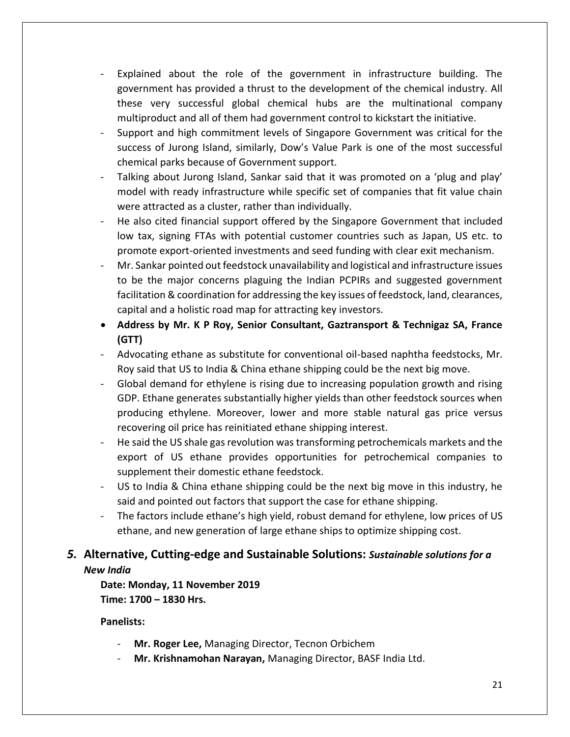- Explained about the role of the government in infrastructure building. The government has provided a thrust to the development of the chemical industry. All these very successful global chemical hubs are the multinational company multiproduct and all of them had government control to kickstart the initiative.
- Support and high commitment levels of Singapore Government was critical for the success of Jurong Island, similarly, Dow's Value Park is one of the most successful chemical parks because of Government support.
- Talking about Jurong Island, Sankar said that it was promoted on a 'plug and play' model with ready infrastructure while specific set of companies that fit value chain were attracted as a cluster, rather than individually.
- He also cited financial support offered by the Singapore Government that included low tax, signing FTAs with potential customer countries such as Japan, US etc. to promote export-oriented investments and seed funding with clear exit mechanism.
- Mr. Sankar pointed out feedstock unavailability and logistical and infrastructure issues to be the major concerns plaguing the Indian PCPIRs and suggested government facilitation & coordination for addressing the key issues of feedstock, land, clearances, capital and a holistic road map for attracting key investors.

- **Address by Mr. K P Roy, Senior Consultant, Gaztransport & Technigaz SA, France (GTT)**

- Advocating ethane as substitute for conventional oil-based naphtha feedstocks, Mr. Roy said that US to India & China ethane shipping could be the next big move.
- Global demand for ethylene is rising due to increasing population growth and rising GDP. Ethane generates substantially higher yields than other feedstock sources when producing ethylene. Moreover, lower and more stable natural gas price versus recovering oil price has reinitiated ethane shipping interest.
- He said the US shale gas revolution was transforming petrochemicals markets and the export of US ethane provides opportunities for petrochemical companies to supplement their domestic ethane feedstock.
- US to India & China ethane shipping could be the next big move in this industry, he said and pointed out factors that support the case for ethane shipping.
- The factors include ethane's high yield, robust demand for ethylene, low prices of US ethane, and new generation of large ethane ships to optimize shipping cost.

## *5.* Alternative, Cutting-edge and Sustainable Solutions: *Sustainable solutions for a New India*

**Date: Monday, 11 November 2019**
**Time: 1700 – 1830 Hrs.**

**Panelists:**

- **Mr. Roger Lee,** Managing Director, Tecnon Orbichem
- **Mr. Krishnamohan Narayan,** Managing Director, BASF India Ltd.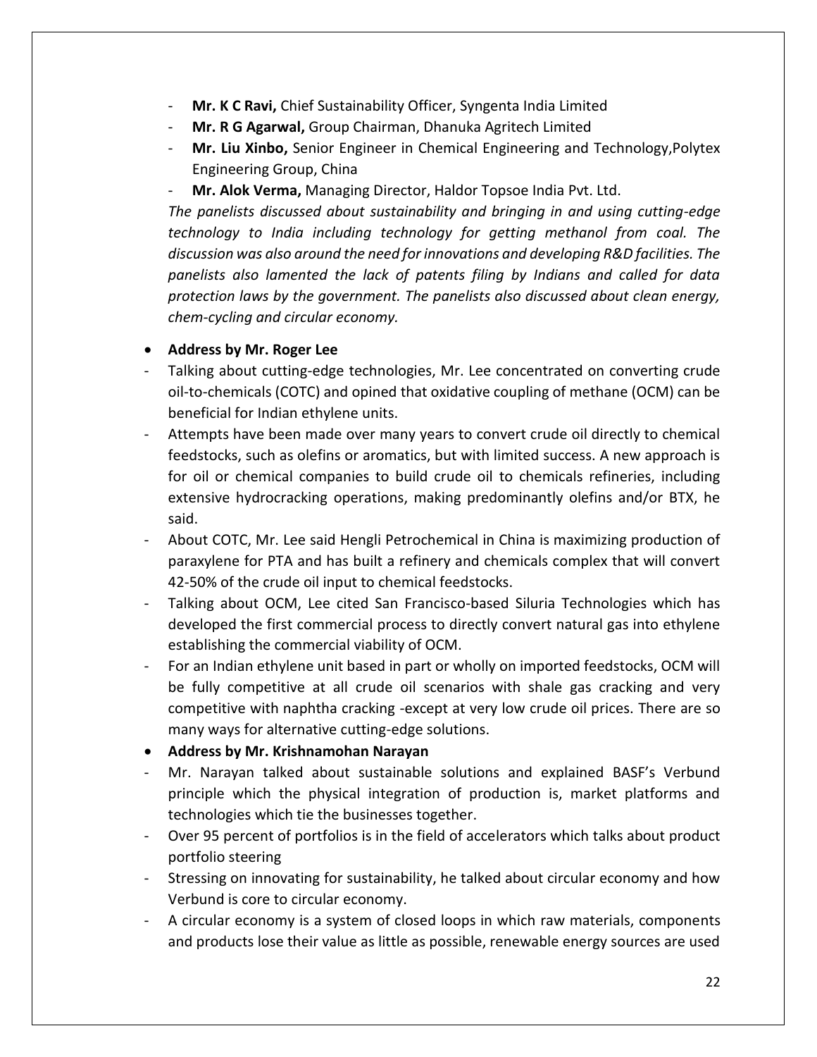- **Mr. K C Ravi,** Chief Sustainability Officer, Syngenta India Limited
- **Mr. R G Agarwal,** Group Chairman, Dhanuka Agritech Limited
- **Mr. Liu Xinbo,** Senior Engineer in Chemical Engineering and Technology,Polytex Engineering Group, China
- **Mr. Alok Verma,** Managing Director, Haldor Topsoe India Pvt. Ltd.

*The panelists discussed about sustainability and bringing in and using cutting-edge technology to India including technology for getting methanol from coal. The discussion was also around the need for innovations and developing R&D facilities. The panelists also lamented the lack of patents filing by Indians and called for data protection laws by the government. The panelists also discussed about clean energy, chem-cycling and circular economy.*

- **Address by Mr. Roger Lee**

- Talking about cutting-edge technologies, Mr. Lee concentrated on converting crude oil-to-chemicals (COTC) and opined that oxidative coupling of methane (OCM) can be beneficial for Indian ethylene units.
- Attempts have been made over many years to convert crude oil directly to chemical feedstocks, such as olefins or aromatics, but with limited success. A new approach is for oil or chemical companies to build crude oil to chemicals refineries, including extensive hydrocracking operations, making predominantly olefins and/or BTX, he said.
- About COTC, Mr. Lee said Hengli Petrochemical in China is maximizing production of paraxylene for PTA and has built a refinery and chemicals complex that will convert 42-50% of the crude oil input to chemical feedstocks.
- Talking about OCM, Lee cited San Francisco-based Siluria Technologies which has developed the first commercial process to directly convert natural gas into ethylene establishing the commercial viability of OCM.
- For an Indian ethylene unit based in part or wholly on imported feedstocks, OCM will be fully competitive at all crude oil scenarios with shale gas cracking and very competitive with naphtha cracking -except at very low crude oil prices. There are so many ways for alternative cutting-edge solutions.

- **Address by Mr. Krishnamohan Narayan**

- Mr. Narayan talked about sustainable solutions and explained BASF's Verbund principle which the physical integration of production is, market platforms and technologies which tie the businesses together.
- Over 95 percent of portfolios is in the field of accelerators which talks about product portfolio steering
- Stressing on innovating for sustainability, he talked about circular economy and how Verbund is core to circular economy.
- A circular economy is a system of closed loops in which raw materials, components and products lose their value as little as possible, renewable energy sources are used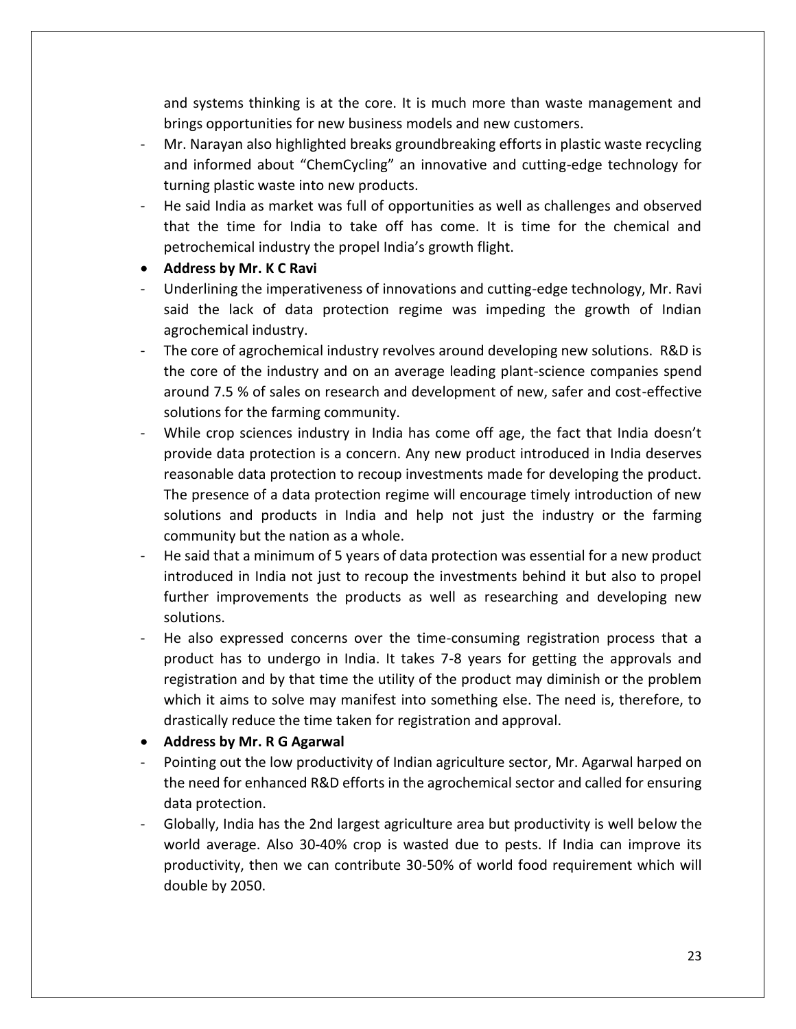and systems thinking is at the core. It is much more than waste management and brings opportunities for new business models and new customers.

- Mr. Narayan also highlighted breaks groundbreaking efforts in plastic waste recycling and informed about "ChemCycling" an innovative and cutting-edge technology for turning plastic waste into new products.
- He said India as market was full of opportunities as well as challenges and observed that the time for India to take off has come. It is time for the chemical and petrochemical industry the propel India's growth flight.

- **Address by Mr. K C Ravi**

- Underlining the imperativeness of innovations and cutting-edge technology, Mr. Ravi said the lack of data protection regime was impeding the growth of Indian agrochemical industry.
- The core of agrochemical industry revolves around developing new solutions. R&D is the core of the industry and on an average leading plant-science companies spend around 7.5 % of sales on research and development of new, safer and cost-effective solutions for the farming community.
- While crop sciences industry in India has come off age, the fact that India doesn't provide data protection is a concern. Any new product introduced in India deserves reasonable data protection to recoup investments made for developing the product. The presence of a data protection regime will encourage timely introduction of new solutions and products in India and help not just the industry or the farming community but the nation as a whole.
- He said that a minimum of 5 years of data protection was essential for a new product introduced in India not just to recoup the investments behind it but also to propel further improvements the products as well as researching and developing new solutions.
- He also expressed concerns over the time-consuming registration process that a product has to undergo in India. It takes 7-8 years for getting the approvals and registration and by that time the utility of the product may diminish or the problem which it aims to solve may manifest into something else. The need is, therefore, to drastically reduce the time taken for registration and approval.

- **Address by Mr. R G Agarwal**

- Pointing out the low productivity of Indian agriculture sector, Mr. Agarwal harped on the need for enhanced R&D efforts in the agrochemical sector and called for ensuring data protection.
- Globally, India has the 2nd largest agriculture area but productivity is well below the world average. Also 30-40% crop is wasted due to pests. If India can improve its productivity, then we can contribute 30-50% of world food requirement which will double by 2050.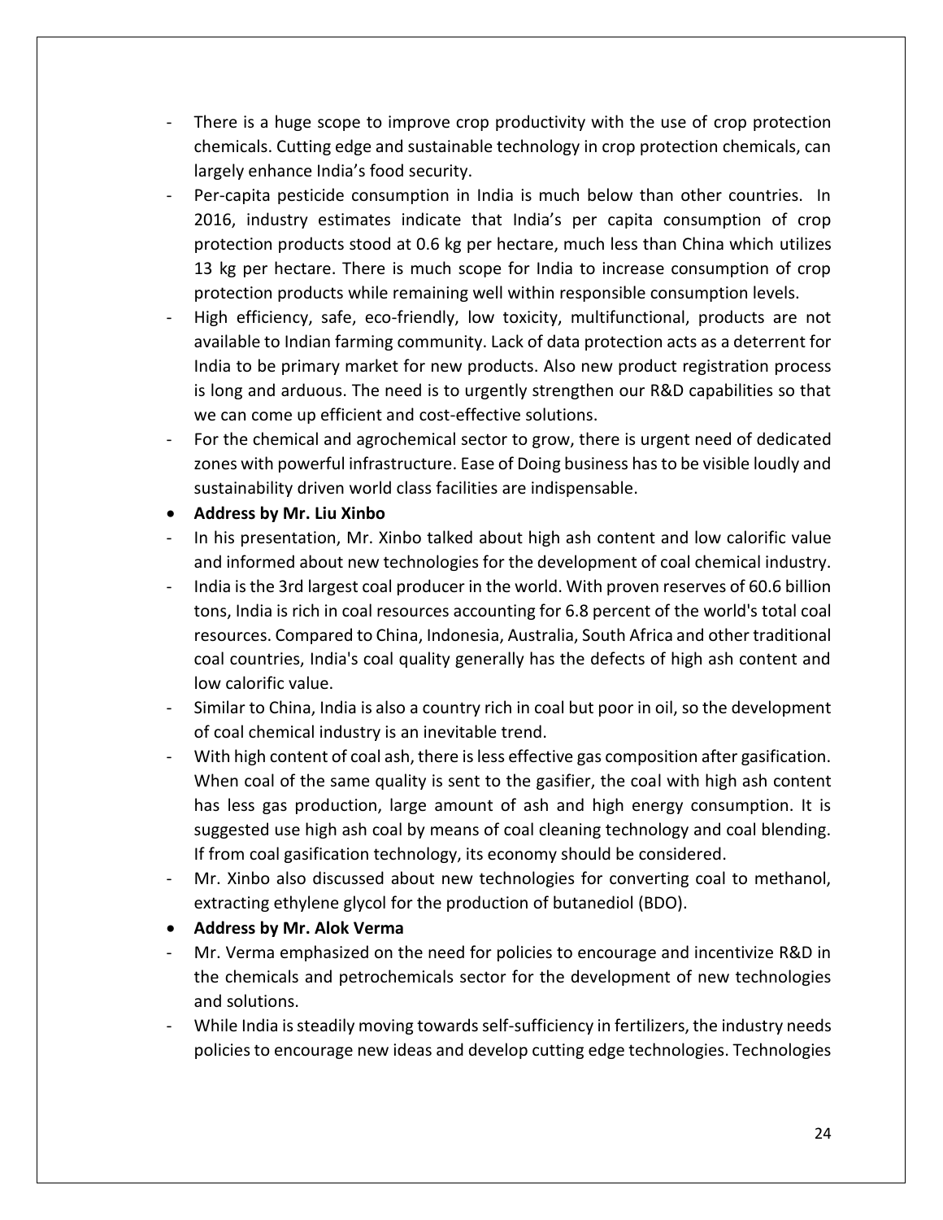- There is a huge scope to improve crop productivity with the use of crop protection chemicals. Cutting edge and sustainable technology in crop protection chemicals, can largely enhance India's food security.
- Per-capita pesticide consumption in India is much below than other countries. In 2016, industry estimates indicate that India's per capita consumption of crop protection products stood at 0.6 kg per hectare, much less than China which utilizes 13 kg per hectare. There is much scope for India to increase consumption of crop protection products while remaining well within responsible consumption levels.
- High efficiency, safe, eco-friendly, low toxicity, multifunctional, products are not available to Indian farming community. Lack of data protection acts as a deterrent for India to be primary market for new products. Also new product registration process is long and arduous. The need is to urgently strengthen our R&D capabilities so that we can come up efficient and cost-effective solutions.
- For the chemical and agrochemical sector to grow, there is urgent need of dedicated zones with powerful infrastructure. Ease of Doing business has to be visible loudly and sustainability driven world class facilities are indispensable.

- **Address by Mr. Liu Xinbo**

- In his presentation, Mr. Xinbo talked about high ash content and low calorific value and informed about new technologies for the development of coal chemical industry.
- India is the 3rd largest coal producer in the world. With proven reserves of 60.6 billion tons, India is rich in coal resources accounting for 6.8 percent of the world's total coal resources. Compared to China, Indonesia, Australia, South Africa and other traditional coal countries, India's coal quality generally has the defects of high ash content and low calorific value.
- Similar to China, India is also a country rich in coal but poor in oil, so the development of coal chemical industry is an inevitable trend.
- With high content of coal ash, there is less effective gas composition after gasification. When coal of the same quality is sent to the gasifier, the coal with high ash content has less gas production, large amount of ash and high energy consumption. It is suggested use high ash coal by means of coal cleaning technology and coal blending. If from coal gasification technology, its economy should be considered.
- Mr. Xinbo also discussed about new technologies for converting coal to methanol, extracting ethylene glycol for the production of butanediol (BDO).

- **Address by Mr. Alok Verma**

- Mr. Verma emphasized on the need for policies to encourage and incentivize R&D in the chemicals and petrochemicals sector for the development of new technologies and solutions.
- While India is steadily moving towards self-sufficiency in fertilizers, the industry needs policies to encourage new ideas and develop cutting edge technologies. Technologies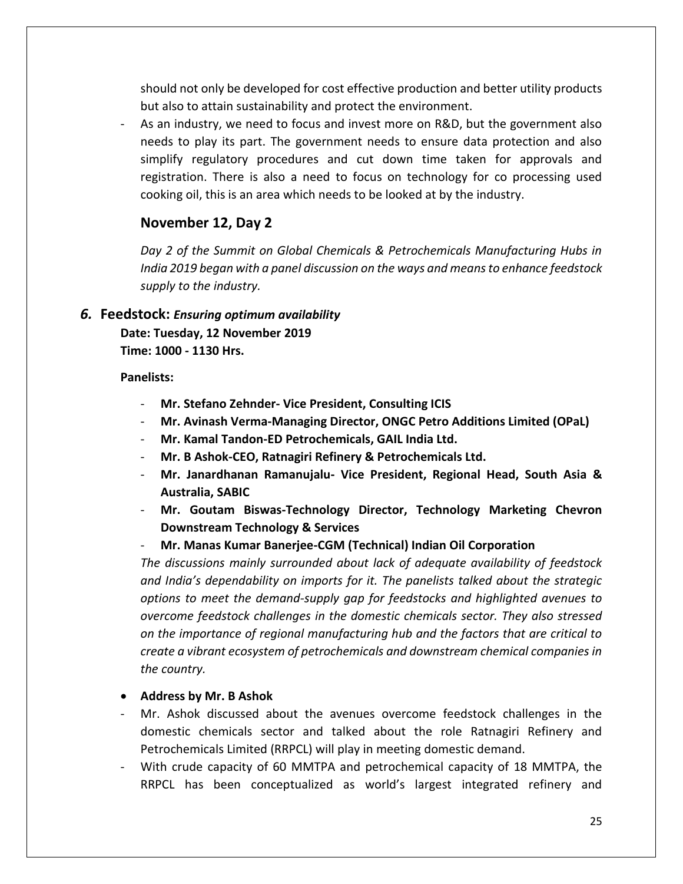should not only be developed for cost effective production and better utility products but also to attain sustainability and protect the environment.

- As an industry, we need to focus and invest more on R&D, but the government also needs to play its part. The government needs to ensure data protection and also simplify regulatory procedures and cut down time taken for approvals and registration. There is also a need to focus on technology for co processing used cooking oil, this is an area which needs to be looked at by the industry.

## November 12, Day 2

*Day 2 of the Summit on Global Chemicals & Petrochemicals Manufacturing Hubs in India 2019 began with a panel discussion on the ways and means to enhance feedstock supply to the industry.*

### *6.* Feedstock: *Ensuring optimum availability*

**Date: Tuesday, 12 November 2019**
**Time: 1000 - 1130 Hrs.**

**Panelists:**

- **Mr. Stefano Zehnder- Vice President, Consulting ICIS**
- **Mr. Avinash Verma-Managing Director, ONGC Petro Additions Limited (OPaL)**
- **Mr. Kamal Tandon-ED Petrochemicals, GAIL India Ltd.**
- **Mr. B Ashok-CEO, Ratnagiri Refinery & Petrochemicals Ltd.**
- **Mr. Janardhanan Ramanujalu- Vice President, Regional Head, South Asia & Australia, SABIC**
- **Mr. Goutam Biswas-Technology Director, Technology Marketing Chevron Downstream Technology & Services**
- **Mr. Manas Kumar Banerjee-CGM (Technical) Indian Oil Corporation**

*The discussions mainly surrounded about lack of adequate availability of feedstock and India's dependability on imports for it. The panelists talked about the strategic options to meet the demand-supply gap for feedstocks and highlighted avenues to overcome feedstock challenges in the domestic chemicals sector. They also stressed on the importance of regional manufacturing hub and the factors that are critical to create a vibrant ecosystem of petrochemicals and downstream chemical companies in the country.*

- **Address by Mr. B Ashok**

- Mr. Ashok discussed about the avenues overcome feedstock challenges in the domestic chemicals sector and talked about the role Ratnagiri Refinery and Petrochemicals Limited (RRPCL) will play in meeting domestic demand.
- With crude capacity of 60 MMTPA and petrochemical capacity of 18 MMTPA, the RRPCL has been conceptualized as world's largest integrated refinery and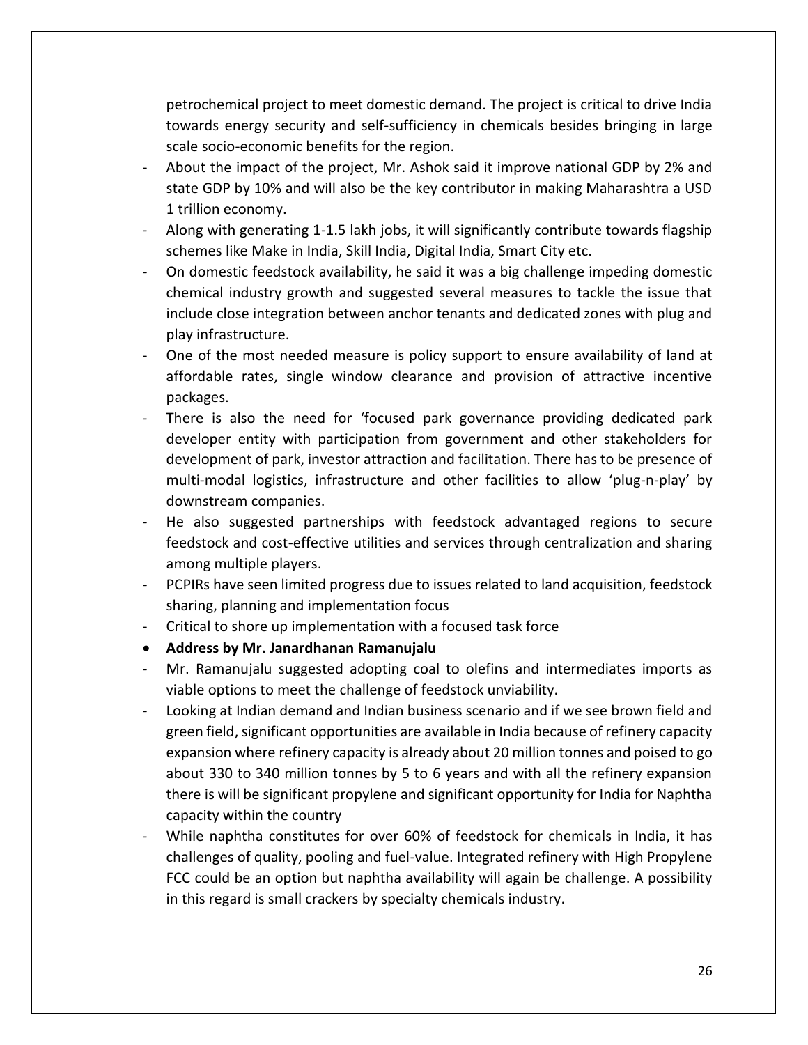petrochemical project to meet domestic demand. The project is critical to drive India towards energy security and self-sufficiency in chemicals besides bringing in large scale socio-economic benefits for the region.

- About the impact of the project, Mr. Ashok said it improve national GDP by 2% and state GDP by 10% and will also be the key contributor in making Maharashtra a USD 1 trillion economy.
- Along with generating 1-1.5 lakh jobs, it will significantly contribute towards flagship schemes like Make in India, Skill India, Digital India, Smart City etc.
- On domestic feedstock availability, he said it was a big challenge impeding domestic chemical industry growth and suggested several measures to tackle the issue that include close integration between anchor tenants and dedicated zones with plug and play infrastructure.
- One of the most needed measure is policy support to ensure availability of land at affordable rates, single window clearance and provision of attractive incentive packages.
- There is also the need for 'focused park governance providing dedicated park developer entity with participation from government and other stakeholders for development of park, investor attraction and facilitation. There has to be presence of multi-modal logistics, infrastructure and other facilities to allow 'plug-n-play' by downstream companies.
- He also suggested partnerships with feedstock advantaged regions to secure feedstock and cost-effective utilities and services through centralization and sharing among multiple players.
- PCPIRs have seen limited progress due to issues related to land acquisition, feedstock sharing, planning and implementation focus
- Critical to shore up implementation with a focused task force

- **Address by Mr. Janardhanan Ramanujalu**

- Mr. Ramanujalu suggested adopting coal to olefins and intermediates imports as viable options to meet the challenge of feedstock unviability.
- Looking at Indian demand and Indian business scenario and if we see brown field and green field, significant opportunities are available in India because of refinery capacity expansion where refinery capacity is already about 20 million tonnes and poised to go about 330 to 340 million tonnes by 5 to 6 years and with all the refinery expansion there is will be significant propylene and significant opportunity for India for Naphtha capacity within the country
- While naphtha constitutes for over 60% of feedstock for chemicals in India, it has challenges of quality, pooling and fuel-value. Integrated refinery with High Propylene FCC could be an option but naphtha availability will again be challenge. A possibility in this regard is small crackers by specialty chemicals industry.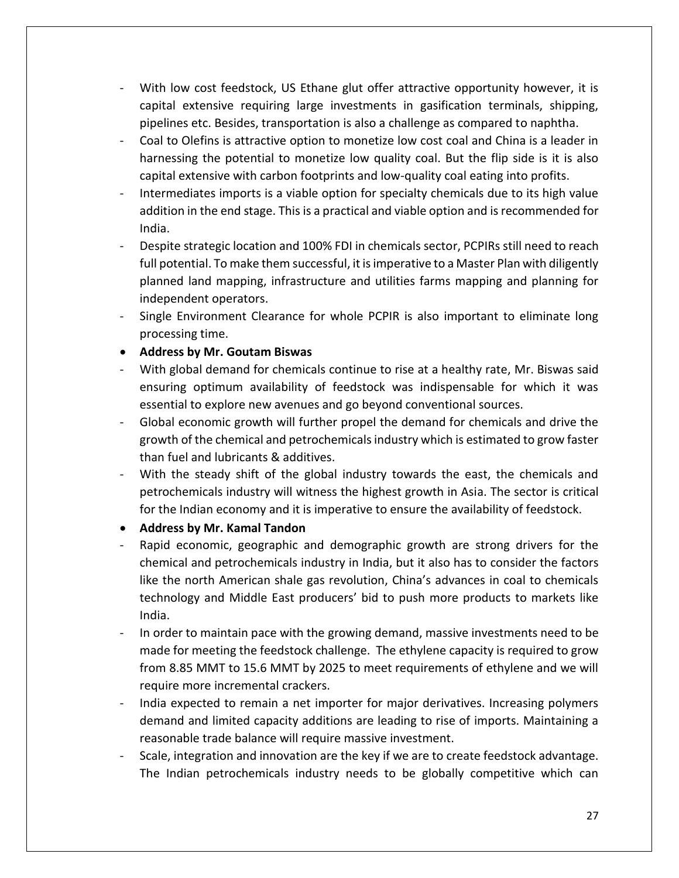- With low cost feedstock, US Ethane glut offer attractive opportunity however, it is capital extensive requiring large investments in gasification terminals, shipping, pipelines etc. Besides, transportation is also a challenge as compared to naphtha.
- Coal to Olefins is attractive option to monetize low cost coal and China is a leader in harnessing the potential to monetize low quality coal. But the flip side is it is also capital extensive with carbon footprints and low-quality coal eating into profits.
- Intermediates imports is a viable option for specialty chemicals due to its high value addition in the end stage. This is a practical and viable option and is recommended for India.
- Despite strategic location and 100% FDI in chemicals sector, PCPIRs still need to reach full potential. To make them successful, it is imperative to a Master Plan with diligently planned land mapping, infrastructure and utilities farms mapping and planning for independent operators.
- Single Environment Clearance for whole PCPIR is also important to eliminate long processing time.

- **Address by Mr. Goutam Biswas**

- With global demand for chemicals continue to rise at a healthy rate, Mr. Biswas said ensuring optimum availability of feedstock was indispensable for which it was essential to explore new avenues and go beyond conventional sources.
- Global economic growth will further propel the demand for chemicals and drive the growth of the chemical and petrochemicals industry which is estimated to grow faster than fuel and lubricants & additives.
- With the steady shift of the global industry towards the east, the chemicals and petrochemicals industry will witness the highest growth in Asia. The sector is critical for the Indian economy and it is imperative to ensure the availability of feedstock.

- **Address by Mr. Kamal Tandon**

- Rapid economic, geographic and demographic growth are strong drivers for the chemical and petrochemicals industry in India, but it also has to consider the factors like the north American shale gas revolution, China's advances in coal to chemicals technology and Middle East producers' bid to push more products to markets like India.
- In order to maintain pace with the growing demand, massive investments need to be made for meeting the feedstock challenge. The ethylene capacity is required to grow from 8.85 MMT to 15.6 MMT by 2025 to meet requirements of ethylene and we will require more incremental crackers.
- India expected to remain a net importer for major derivatives. Increasing polymers demand and limited capacity additions are leading to rise of imports. Maintaining a reasonable trade balance will require massive investment.
- Scale, integration and innovation are the key if we are to create feedstock advantage. The Indian petrochemicals industry needs to be globally competitive which can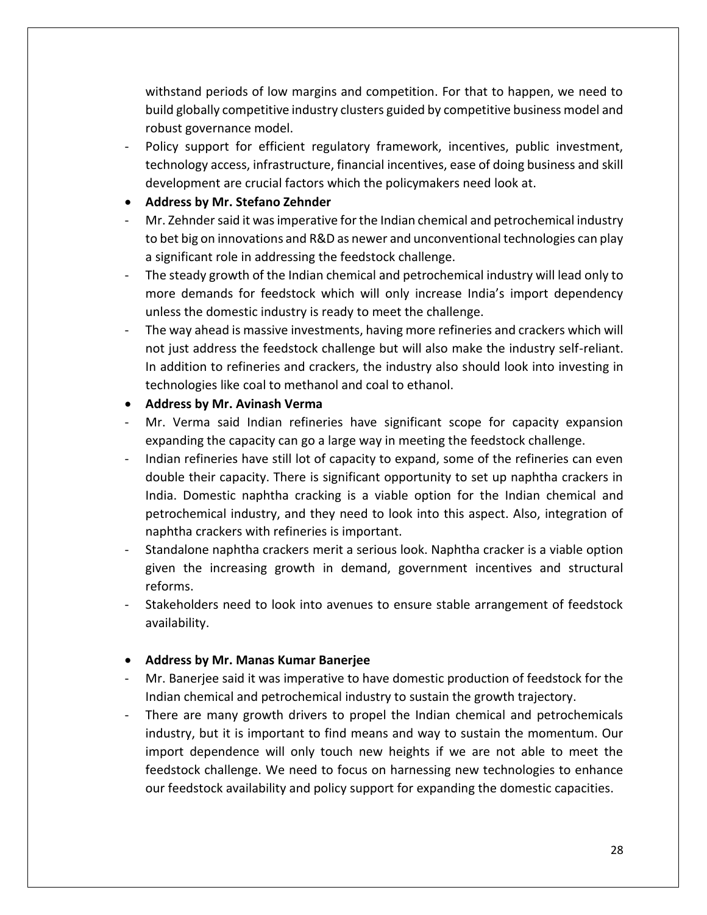withstand periods of low margins and competition. For that to happen, we need to build globally competitive industry clusters guided by competitive business model and robust governance model.

- Policy support for efficient regulatory framework, incentives, public investment, technology access, infrastructure, financial incentives, ease of doing business and skill development are crucial factors which the policymakers need look at.

- **Address by Mr. Stefano Zehnder**

- Mr. Zehnder said it was imperative for the Indian chemical and petrochemical industry to bet big on innovations and R&D as newer and unconventional technologies can play a significant role in addressing the feedstock challenge.
- The steady growth of the Indian chemical and petrochemical industry will lead only to more demands for feedstock which will only increase India's import dependency unless the domestic industry is ready to meet the challenge.
- The way ahead is massive investments, having more refineries and crackers which will not just address the feedstock challenge but will also make the industry self-reliant. In addition to refineries and crackers, the industry also should look into investing in technologies like coal to methanol and coal to ethanol.

- **Address by Mr. Avinash Verma**

- Mr. Verma said Indian refineries have significant scope for capacity expansion expanding the capacity can go a large way in meeting the feedstock challenge.
- Indian refineries have still lot of capacity to expand, some of the refineries can even double their capacity. There is significant opportunity to set up naphtha crackers in India. Domestic naphtha cracking is a viable option for the Indian chemical and petrochemical industry, and they need to look into this aspect. Also, integration of naphtha crackers with refineries is important.
- Standalone naphtha crackers merit a serious look. Naphtha cracker is a viable option given the increasing growth in demand, government incentives and structural reforms.
- Stakeholders need to look into avenues to ensure stable arrangement of feedstock availability.

- **Address by Mr. Manas Kumar Banerjee**

- Mr. Banerjee said it was imperative to have domestic production of feedstock for the Indian chemical and petrochemical industry to sustain the growth trajectory.
- There are many growth drivers to propel the Indian chemical and petrochemicals industry, but it is important to find means and way to sustain the momentum. Our import dependence will only touch new heights if we are not able to meet the feedstock challenge. We need to focus on harnessing new technologies to enhance our feedstock availability and policy support for expanding the domestic capacities.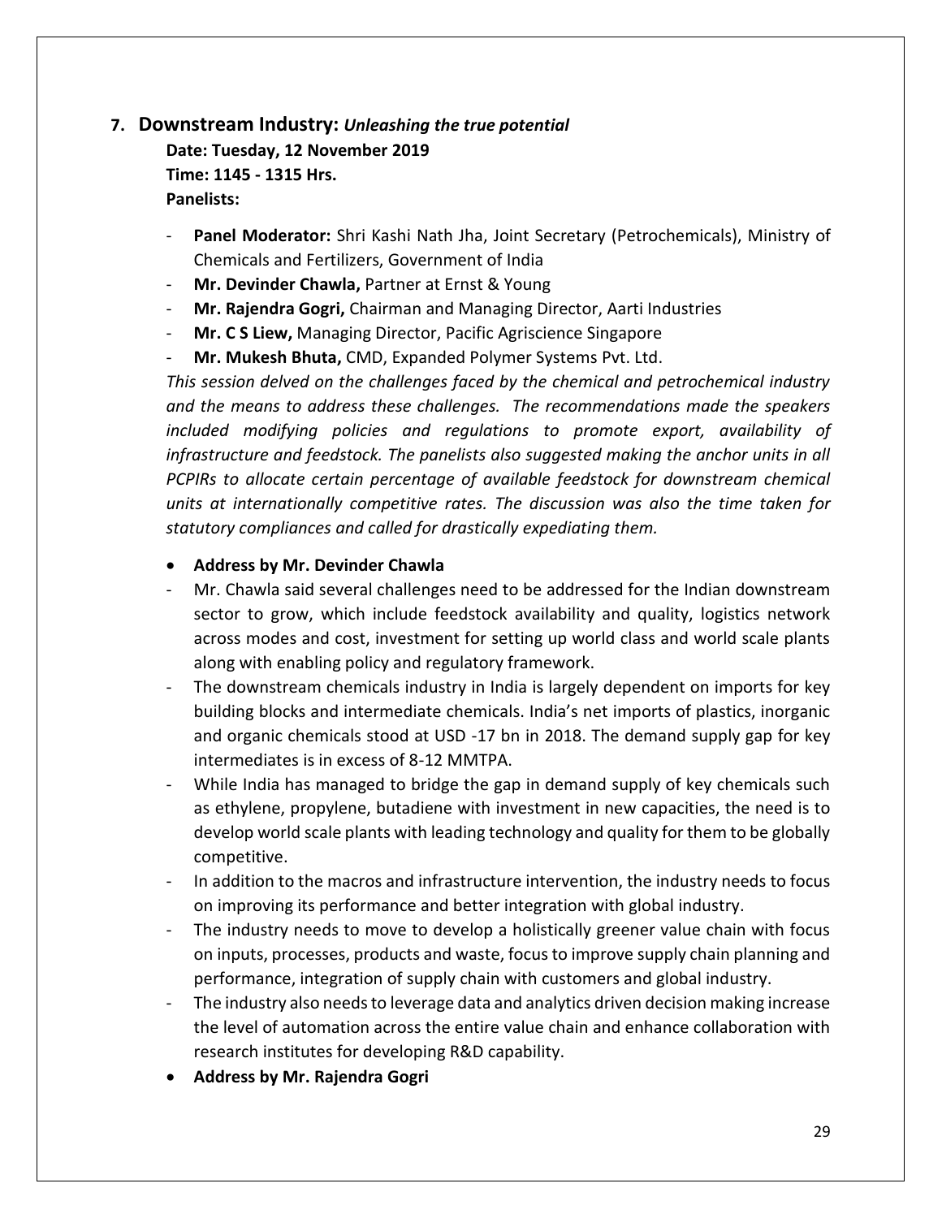## 7. Downstream Industry: *Unleashing the true potential*

**Date: Tuesday, 12 November 2019**
**Time: 1145 - 1315 Hrs.**
**Panelists:**

- **Panel Moderator:** Shri Kashi Nath Jha, Joint Secretary (Petrochemicals), Ministry of Chemicals and Fertilizers, Government of India
- **Mr. Devinder Chawla,** Partner at Ernst & Young
- **Mr. Rajendra Gogri,** Chairman and Managing Director, Aarti Industries
- **Mr. C S Liew,** Managing Director, Pacific Agriscience Singapore
- **Mr. Mukesh Bhuta,** CMD, Expanded Polymer Systems Pvt. Ltd.

*This session delved on the challenges faced by the chemical and petrochemical industry and the means to address these challenges. The recommendations made the speakers included modifying policies and regulations to promote export, availability of infrastructure and feedstock. The panelists also suggested making the anchor units in all PCPIRs to allocate certain percentage of available feedstock for downstream chemical units at internationally competitive rates. The discussion was also the time taken for statutory compliances and called for drastically expediating them.*

- **Address by Mr. Devinder Chawla**

- Mr. Chawla said several challenges need to be addressed for the Indian downstream sector to grow, which include feedstock availability and quality, logistics network across modes and cost, investment for setting up world class and world scale plants along with enabling policy and regulatory framework.
- The downstream chemicals industry in India is largely dependent on imports for key building blocks and intermediate chemicals. India's net imports of plastics, inorganic and organic chemicals stood at USD -17 bn in 2018. The demand supply gap for key intermediates is in excess of 8-12 MMTPA.
- While India has managed to bridge the gap in demand supply of key chemicals such as ethylene, propylene, butadiene with investment in new capacities, the need is to develop world scale plants with leading technology and quality for them to be globally competitive.
- In addition to the macros and infrastructure intervention, the industry needs to focus on improving its performance and better integration with global industry.
- The industry needs to move to develop a holistically greener value chain with focus on inputs, processes, products and waste, focus to improve supply chain planning and performance, integration of supply chain with customers and global industry.
- The industry also needs to leverage data and analytics driven decision making increase the level of automation across the entire value chain and enhance collaboration with research institutes for developing R&D capability.

- **Address by Mr. Rajendra Gogri**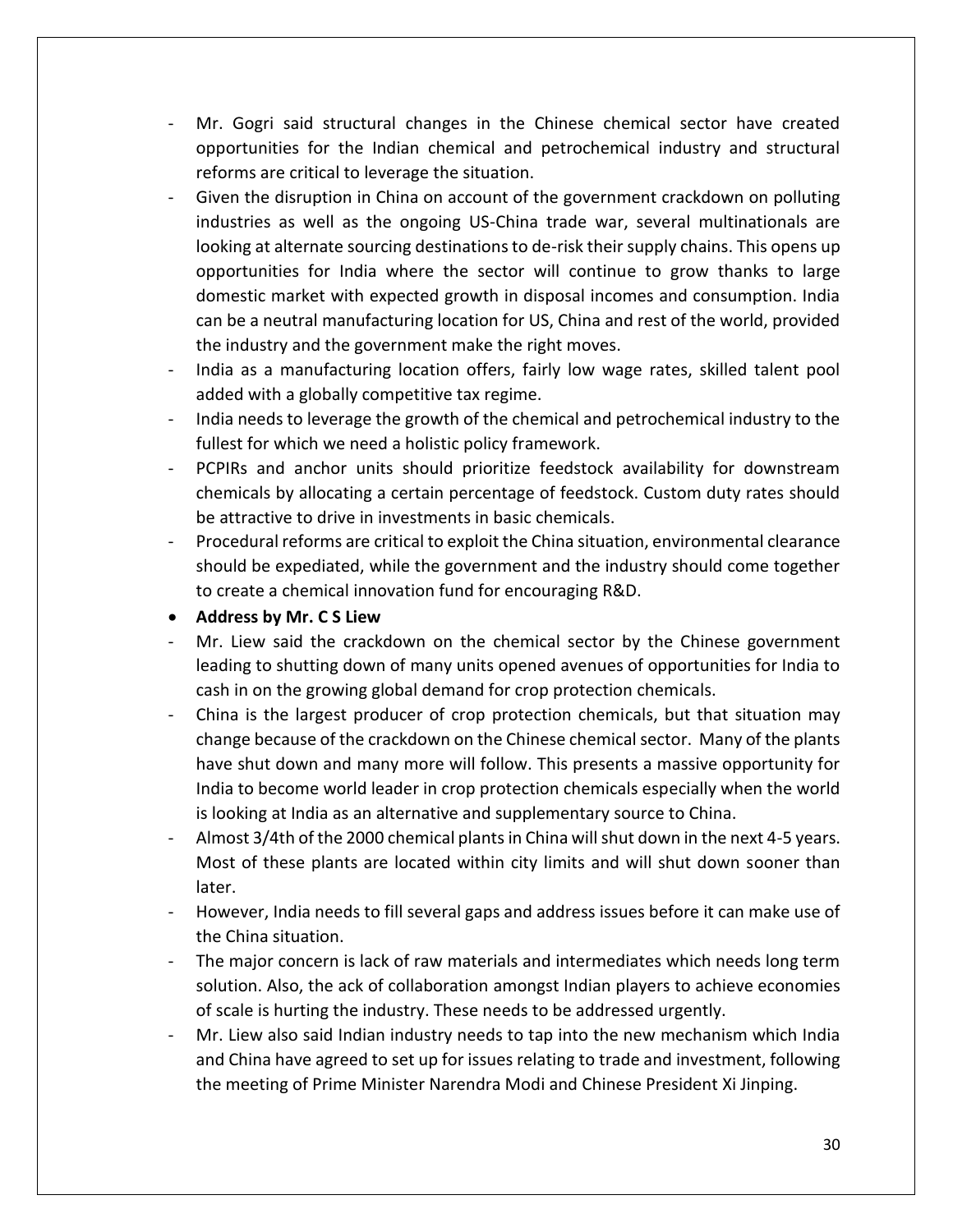- Mr. Gogri said structural changes in the Chinese chemical sector have created opportunities for the Indian chemical and petrochemical industry and structural reforms are critical to leverage the situation.
- Given the disruption in China on account of the government crackdown on polluting industries as well as the ongoing US-China trade war, several multinationals are looking at alternate sourcing destinations to de-risk their supply chains. This opens up opportunities for India where the sector will continue to grow thanks to large domestic market with expected growth in disposal incomes and consumption. India can be a neutral manufacturing location for US, China and rest of the world, provided the industry and the government make the right moves.
- India as a manufacturing location offers, fairly low wage rates, skilled talent pool added with a globally competitive tax regime.
- India needs to leverage the growth of the chemical and petrochemical industry to the fullest for which we need a holistic policy framework.
- PCPIRs and anchor units should prioritize feedstock availability for downstream chemicals by allocating a certain percentage of feedstock. Custom duty rates should be attractive to drive in investments in basic chemicals.
- Procedural reforms are critical to exploit the China situation, environmental clearance should be expediated, while the government and the industry should come together to create a chemical innovation fund for encouraging R&D.

- **Address by Mr. C S Liew**

- Mr. Liew said the crackdown on the chemical sector by the Chinese government leading to shutting down of many units opened avenues of opportunities for India to cash in on the growing global demand for crop protection chemicals.
- China is the largest producer of crop protection chemicals, but that situation may change because of the crackdown on the Chinese chemical sector. Many of the plants have shut down and many more will follow. This presents a massive opportunity for India to become world leader in crop protection chemicals especially when the world is looking at India as an alternative and supplementary source to China.
- Almost 3/4th of the 2000 chemical plants in China will shut down in the next 4-5 years. Most of these plants are located within city limits and will shut down sooner than later.
- However, India needs to fill several gaps and address issues before it can make use of the China situation.
- The major concern is lack of raw materials and intermediates which needs long term solution. Also, the ack of collaboration amongst Indian players to achieve economies of scale is hurting the industry. These needs to be addressed urgently.
- Mr. Liew also said Indian industry needs to tap into the new mechanism which India and China have agreed to set up for issues relating to trade and investment, following the meeting of Prime Minister Narendra Modi and Chinese President Xi Jinping.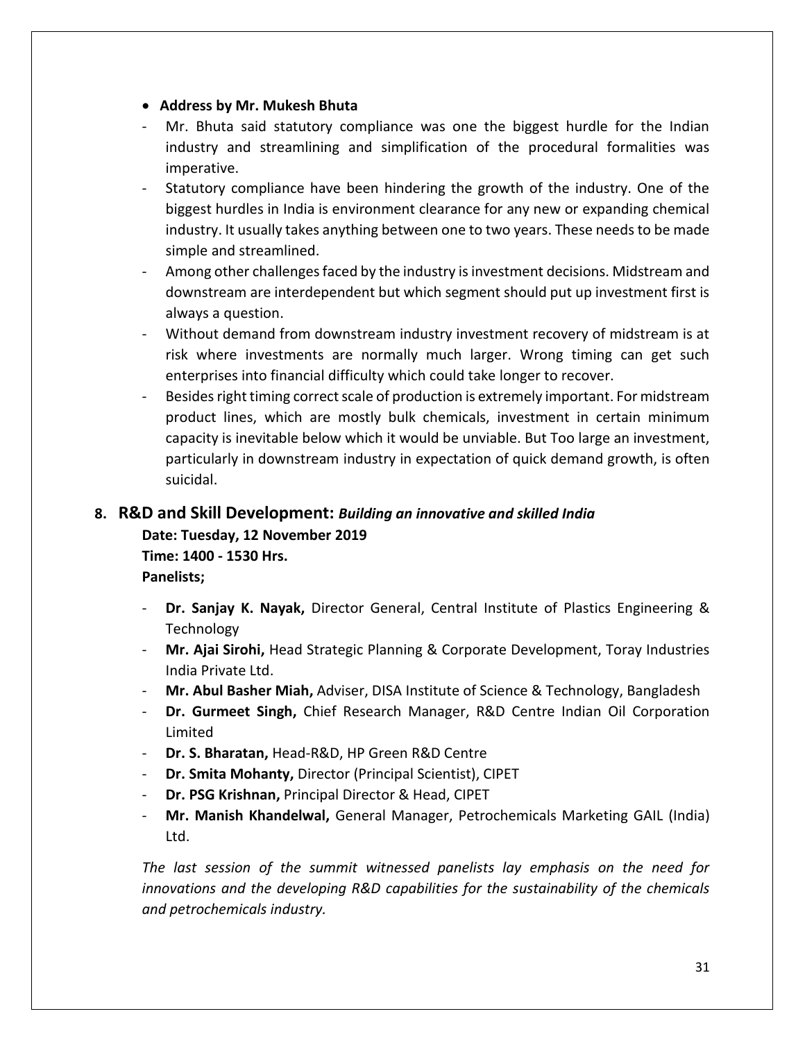- **Address by Mr. Mukesh Bhuta**

- Mr. Bhuta said statutory compliance was one the biggest hurdle for the Indian industry and streamlining and simplification of the procedural formalities was imperative.
- Statutory compliance have been hindering the growth of the industry. One of the biggest hurdles in India is environment clearance for any new or expanding chemical industry. It usually takes anything between one to two years. These needs to be made simple and streamlined.
- Among other challenges faced by the industry is investment decisions. Midstream and downstream are interdependent but which segment should put up investment first is always a question.
- Without demand from downstream industry investment recovery of midstream is at risk where investments are normally much larger. Wrong timing can get such enterprises into financial difficulty which could take longer to recover.
- Besides right timing correct scale of production is extremely important. For midstream product lines, which are mostly bulk chemicals, investment in certain minimum capacity is inevitable below which it would be unviable. But Too large an investment, particularly in downstream industry in expectation of quick demand growth, is often suicidal.

## 8. R&D and Skill Development: *Building an innovative and skilled India*

**Date: Tuesday, 12 November 2019**

**Time: 1400 - 1530 Hrs.**

**Panelists;**

- **Dr. Sanjay K. Nayak,** Director General, Central Institute of Plastics Engineering & Technology
- **Mr. Ajai Sirohi,** Head Strategic Planning & Corporate Development, Toray Industries India Private Ltd.
- **Mr. Abul Basher Miah,** Adviser, DISA Institute of Science & Technology, Bangladesh
- **Dr. Gurmeet Singh,** Chief Research Manager, R&D Centre Indian Oil Corporation Limited
- **Dr. S. Bharatan,** Head-R&D, HP Green R&D Centre
- **Dr. Smita Mohanty,** Director (Principal Scientist), CIPET
- **Dr. PSG Krishnan,** Principal Director & Head, CIPET
- **Mr. Manish Khandelwal,** General Manager, Petrochemicals Marketing GAIL (India) Ltd.

*The last session of the summit witnessed panelists lay emphasis on the need for innovations and the developing R&D capabilities for the sustainability of the chemicals and petrochemicals industry.*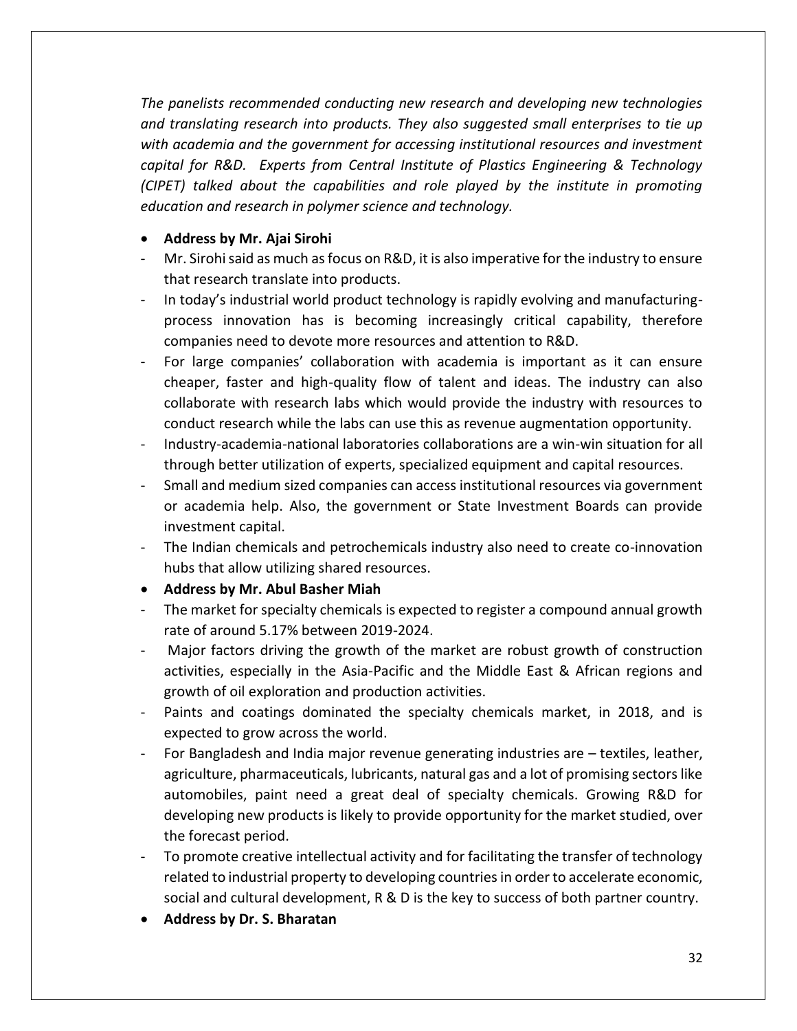*The panelists recommended conducting new research and developing new technologies and translating research into products. They also suggested small enterprises to tie up with academia and the government for accessing institutional resources and investment capital for R&D. Experts from Central Institute of Plastics Engineering & Technology (CIPET) talked about the capabilities and role played by the institute in promoting education and research in polymer science and technology.*

- **Address by Mr. Ajai Sirohi**

- Mr. Sirohi said as much as focus on R&D, it is also imperative for the industry to ensure that research translate into products.
- In today's industrial world product technology is rapidly evolving and manufacturing-process innovation has is becoming increasingly critical capability, therefore companies need to devote more resources and attention to R&D.
- For large companies' collaboration with academia is important as it can ensure cheaper, faster and high-quality flow of talent and ideas. The industry can also collaborate with research labs which would provide the industry with resources to conduct research while the labs can use this as revenue augmentation opportunity.
- Industry-academia-national laboratories collaborations are a win-win situation for all through better utilization of experts, specialized equipment and capital resources.
- Small and medium sized companies can access institutional resources via government or academia help. Also, the government or State Investment Boards can provide investment capital.
- The Indian chemicals and petrochemicals industry also need to create co-innovation hubs that allow utilizing shared resources.

- **Address by Mr. Abul Basher Miah**

- The market for specialty chemicals is expected to register a compound annual growth rate of around 5.17% between 2019-2024.
- Major factors driving the growth of the market are robust growth of construction activities, especially in the Asia-Pacific and the Middle East & African regions and growth of oil exploration and production activities.
- Paints and coatings dominated the specialty chemicals market, in 2018, and is expected to grow across the world.
- For Bangladesh and India major revenue generating industries are – textiles, leather, agriculture, pharmaceuticals, lubricants, natural gas and a lot of promising sectors like automobiles, paint need a great deal of specialty chemicals. Growing R&D for developing new products is likely to provide opportunity for the market studied, over the forecast period.
- To promote creative intellectual activity and for facilitating the transfer of technology related to industrial property to developing countries in order to accelerate economic, social and cultural development, R & D is the key to success of both partner country.

- **Address by Dr. S. Bharatan**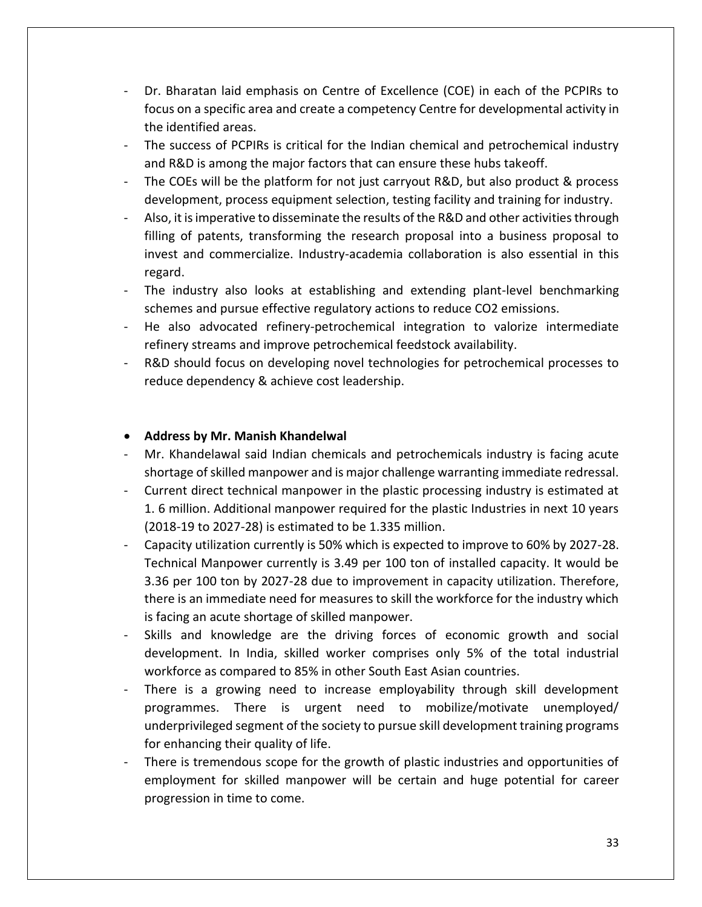- Dr. Bharatan laid emphasis on Centre of Excellence (COE) in each of the PCPIRs to focus on a specific area and create a competency Centre for developmental activity in the identified areas.
- The success of PCPIRs is critical for the Indian chemical and petrochemical industry and R&D is among the major factors that can ensure these hubs takeoff.
- The COEs will be the platform for not just carryout R&D, but also product & process development, process equipment selection, testing facility and training for industry.
- Also, it is imperative to disseminate the results of the R&D and other activities through filling of patents, transforming the research proposal into a business proposal to invest and commercialize. Industry-academia collaboration is also essential in this regard.
- The industry also looks at establishing and extending plant-level benchmarking schemes and pursue effective regulatory actions to reduce $CO_2$ emissions.
- He also advocated refinery-petrochemical integration to valorize intermediate refinery streams and improve petrochemical feedstock availability.
- R&D should focus on developing novel technologies for petrochemical processes to reduce dependency & achieve cost leadership.

- **Address by Mr. Manish Khandelwal**

- Mr. Khandelawal said Indian chemicals and petrochemicals industry is facing acute shortage of skilled manpower and is major challenge warranting immediate redressal.
- Current direct technical manpower in the plastic processing industry is estimated at 1. 6 million. Additional manpower required for the plastic Industries in next 10 years (2018-19 to 2027-28) is estimated to be 1.335 million.
- Capacity utilization currently is 50% which is expected to improve to 60% by 2027-28. Technical Manpower currently is 3.49 per 100 ton of installed capacity. It would be 3.36 per 100 ton by 2027-28 due to improvement in capacity utilization. Therefore, there is an immediate need for measures to skill the workforce for the industry which is facing an acute shortage of skilled manpower.
- Skills and knowledge are the driving forces of economic growth and social development. In India, skilled worker comprises only 5% of the total industrial workforce as compared to 85% in other South East Asian countries.
- There is a growing need to increase employability through skill development programmes. There is urgent need to mobilize/motivate unemployed/ underprivileged segment of the society to pursue skill development training programs for enhancing their quality of life.
- There is tremendous scope for the growth of plastic industries and opportunities of employment for skilled manpower will be certain and huge potential for career progression in time to come.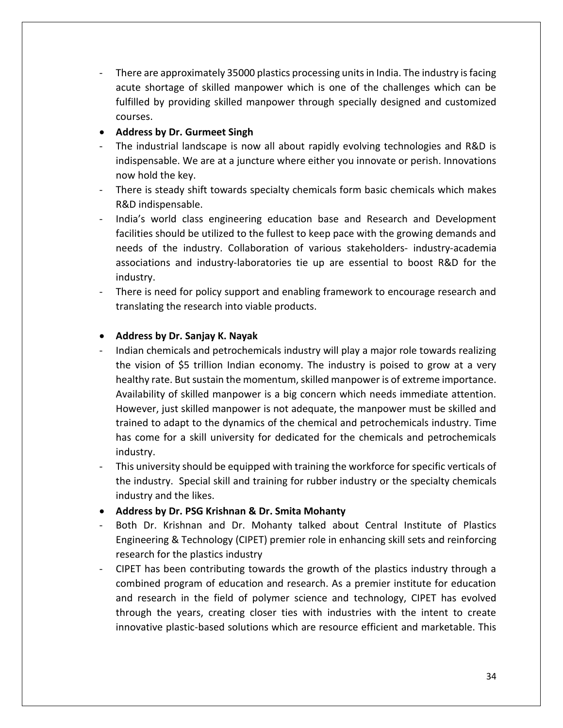- There are approximately 35000 plastics processing units in India. The industry is facing acute shortage of skilled manpower which is one of the challenges which can be fulfilled by providing skilled manpower through specially designed and customized courses.

- **Address by Dr. Gurmeet Singh**

- The industrial landscape is now all about rapidly evolving technologies and R&D is indispensable. We are at a juncture where either you innovate or perish. Innovations now hold the key.
- There is steady shift towards specialty chemicals form basic chemicals which makes R&D indispensable.
- India's world class engineering education base and Research and Development facilities should be utilized to the fullest to keep pace with the growing demands and needs of the industry. Collaboration of various stakeholders- industry-academia associations and industry-laboratories tie up are essential to boost R&D for the industry.
- There is need for policy support and enabling framework to encourage research and translating the research into viable products.

- **Address by Dr. Sanjay K. Nayak**

- Indian chemicals and petrochemicals industry will play a major role towards realizing the vision of $5 trillion Indian economy. The industry is poised to grow at a very healthy rate. But sustain the momentum, skilled manpower is of extreme importance. Availability of skilled manpower is a big concern which needs immediate attention. However, just skilled manpower is not adequate, the manpower must be skilled and trained to adapt to the dynamics of the chemical and petrochemicals industry. Time has come for a skill university for dedicated for the chemicals and petrochemicals industry.
- This university should be equipped with training the workforce for specific verticals of the industry. Special skill and training for rubber industry or the specialty chemicals industry and the likes.

- **Address by Dr. PSG Krishnan & Dr. Smita Mohanty**

- Both Dr. Krishnan and Dr. Mohanty talked about Central Institute of Plastics Engineering & Technology (CIPET) premier role in enhancing skill sets and reinforcing research for the plastics industry
- CIPET has been contributing towards the growth of the plastics industry through a combined program of education and research. As a premier institute for education and research in the field of polymer science and technology, CIPET has evolved through the years, creating closer ties with industries with the intent to create innovative plastic-based solutions which are resource efficient and marketable. This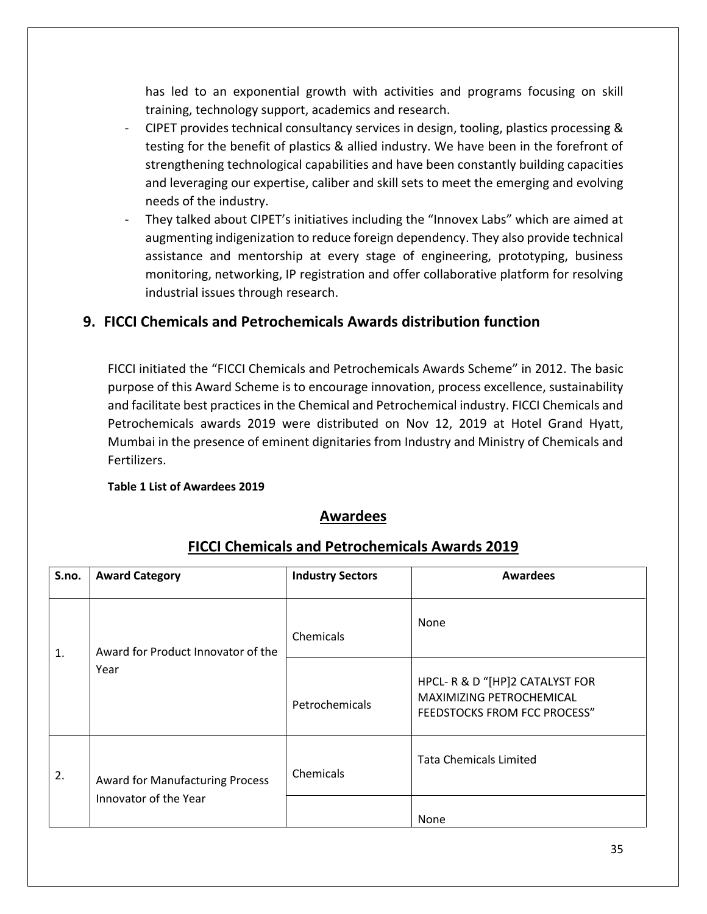has led to an exponential growth with activities and programs focusing on skill training, technology support, academics and research.

- CIPET provides technical consultancy services in design, tooling, plastics processing & testing for the benefit of plastics & allied industry. We have been in the forefront of strengthening technological capabilities and have been constantly building capacities and leveraging our expertise, caliber and skill sets to meet the emerging and evolving needs of the industry.
- They talked about CIPET's initiatives including the "Innovex Labs" which are aimed at augmenting indigenization to reduce foreign dependency. They also provide technical assistance and mentorship at every stage of engineering, prototyping, business monitoring, networking, IP registration and offer collaborative platform for resolving industrial issues through research.

## 9. FICCI Chemicals and Petrochemicals Awards distribution function

FICCI initiated the "FICCI Chemicals and Petrochemicals Awards Scheme" in 2012. The basic purpose of this Award Scheme is to encourage innovation, process excellence, sustainability and facilitate best practices in the Chemical and Petrochemical industry. FICCI Chemicals and Petrochemicals awards 2019 were distributed on Nov 12, 2019 at Hotel Grand Hyatt, Mumbai in the presence of eminent dignitaries from Industry and Ministry of Chemicals and Fertilizers.

**Table 1 List of Awardees 2019**

**Awardees**

**FICCI Chemicals and Petrochemicals Awards 2019**

| S.no. | Award Category | Industry Sectors | Awardees |
|---|---|---|---|
| 1. | Award for Product Innovator of the Year | Chemicals | None |
| | | Petrochemicals | HPCL- R & D "[HP]2 CATALYST FOR MAXIMIZING PETROCHEMICAL FEEDSTOCKS FROM FCC PROCESS" |
| 2. | Award for Manufacturing Process Innovator of the Year | Chemicals | Tata Chemicals Limited |
| | | | None |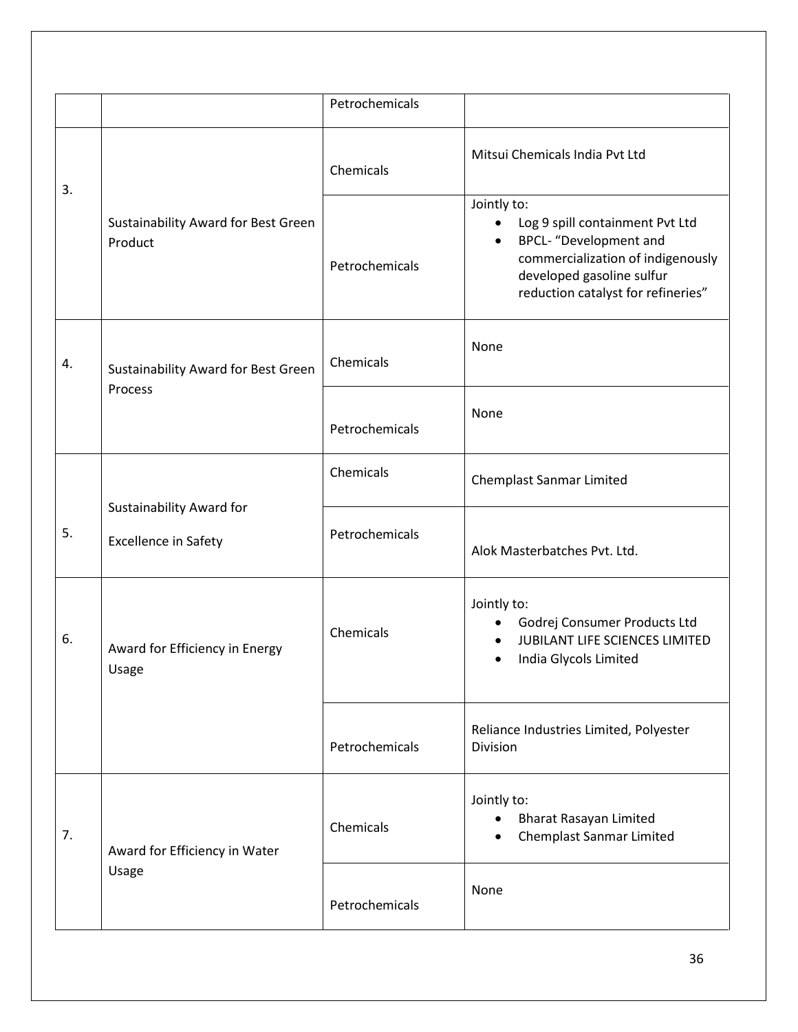| | | | |
|---|---|---|---|
| | | Petrochemicals | |
| 3. | Sustainability Award for Best Green Product | Chemicals | Mitsui Chemicals India Pvt Ltd |
| | | Petrochemicals | Jointly to:<br>• Log 9 spill containment Pvt Ltd<br>• BPCL- "Development and commercialization of indigenously developed gasoline sulfur reduction catalyst for refineries" |
| 4. | Sustainability Award for Best Green Process | Chemicals | None |
| | | Petrochemicals | None |
| 5. | Sustainability Award for Excellence in Safety | Chemicals | Chemplast Sanmar Limited |
| | | Petrochemicals | Alok Masterbatches Pvt. Ltd. |
| 6. | Award for Efficiency in Energy Usage | Chemicals | Jointly to:<br>• Godrej Consumer Products Ltd<br>• JUBILANT LIFE SCIENCES LIMITED<br>• India Glycols Limited |
| | | Petrochemicals | Reliance Industries Limited, Polyester Division |
| 7. | Award for Efficiency in Water Usage | Chemicals | Jointly to:<br>• Bharat Rasayan Limited<br>• Chemplast Sanmar Limited |
| | | Petrochemicals | None |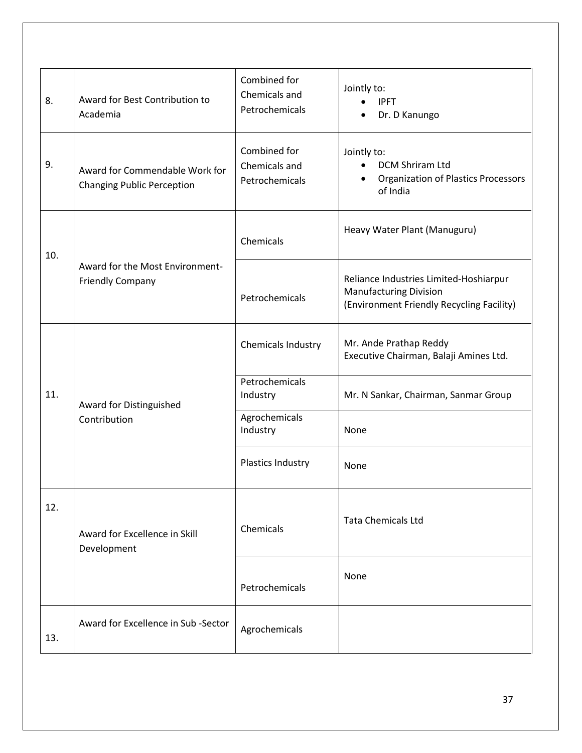| 8. | Award for Best Contribution to Academia | Combined for Chemicals and Petrochemicals | Jointly to:<br>• IPFT<br>• Dr. D Kanungo |
|---|---|---|---|
| 9. | Award for Commendable Work for Changing Public Perception | Combined for Chemicals and Petrochemicals | Jointly to:<br>• DCM Shriram Ltd<br>• Organization of Plastics Processors of India |
| 10. | Award for the Most Environment-Friendly Company | Chemicals | Heavy Water Plant (Manuguru) |
| | | Petrochemicals | Reliance Industries Limited-Hoshiarpur Manufacturing Division (Environment Friendly Recycling Facility) |
| 11. | Award for Distinguished Contribution | Chemicals Industry | Mr. Ande Prathap Reddy Executive Chairman, Balaji Amines Ltd. |
| | | Petrochemicals Industry | Mr. N Sankar, Chairman, Sanmar Group |
| | | Agrochemicals Industry | None |
| | | Plastics Industry | None |
| 12. | Award for Excellence in Skill Development | Chemicals | Tata Chemicals Ltd |
| | | Petrochemicals | None |
| 13. | Award for Excellence in Sub -Sector | Agrochemicals | |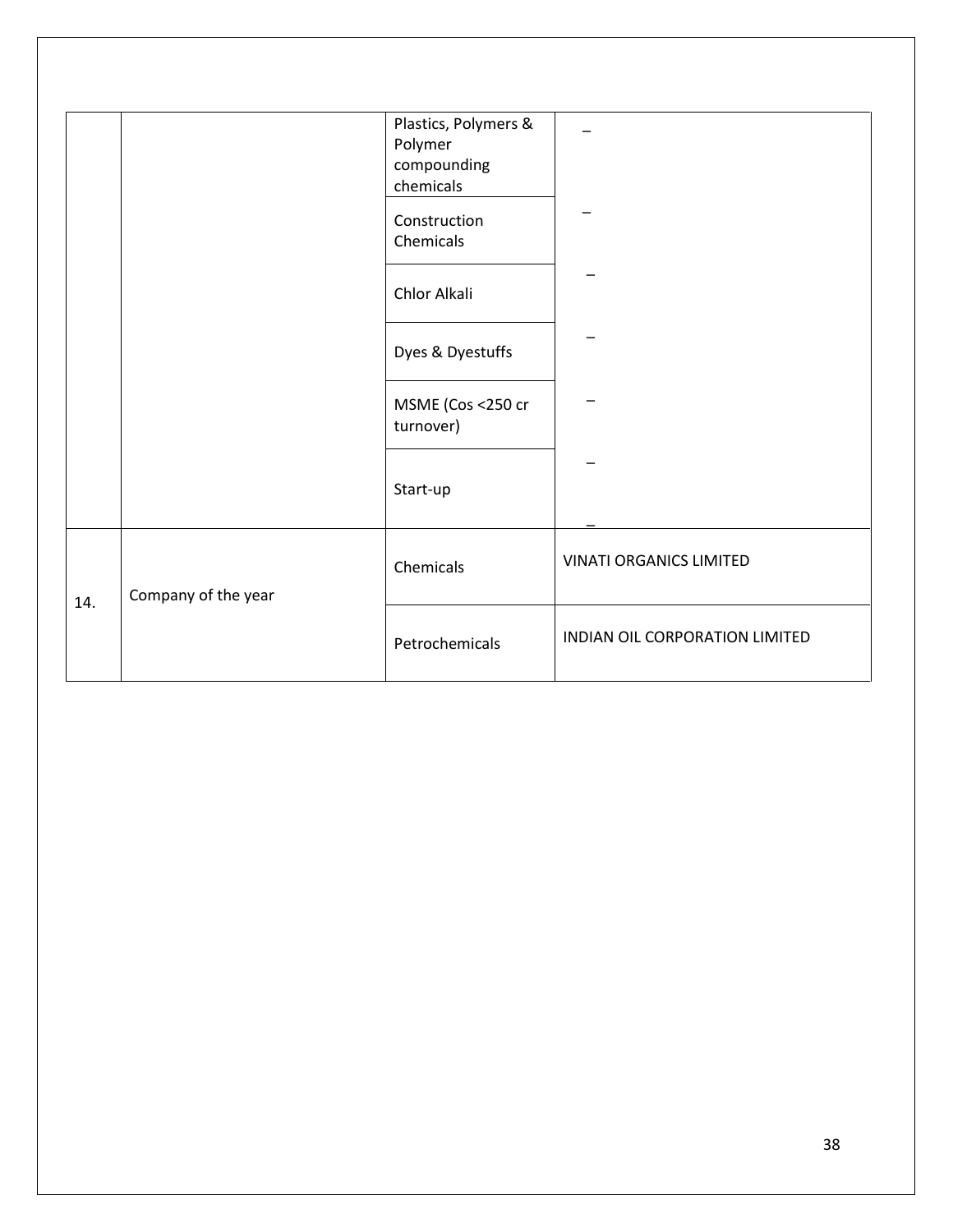| | | | |
|---|---|---|---|
| | | Plastics, Polymers & Polymer compounding chemicals | – |
| | | Construction Chemicals | – |
| | | Chlor Alkali | – |
| | | Dyes & Dyestuffs | – |
| | | MSME (Cos <250 cr turnover) | – |
| | | Start-up | – |
| 14. | Company of the year | Chemicals | VINATI ORGANICS LIMITED |
| | | Petrochemicals | INDIAN OIL CORPORATION LIMITED |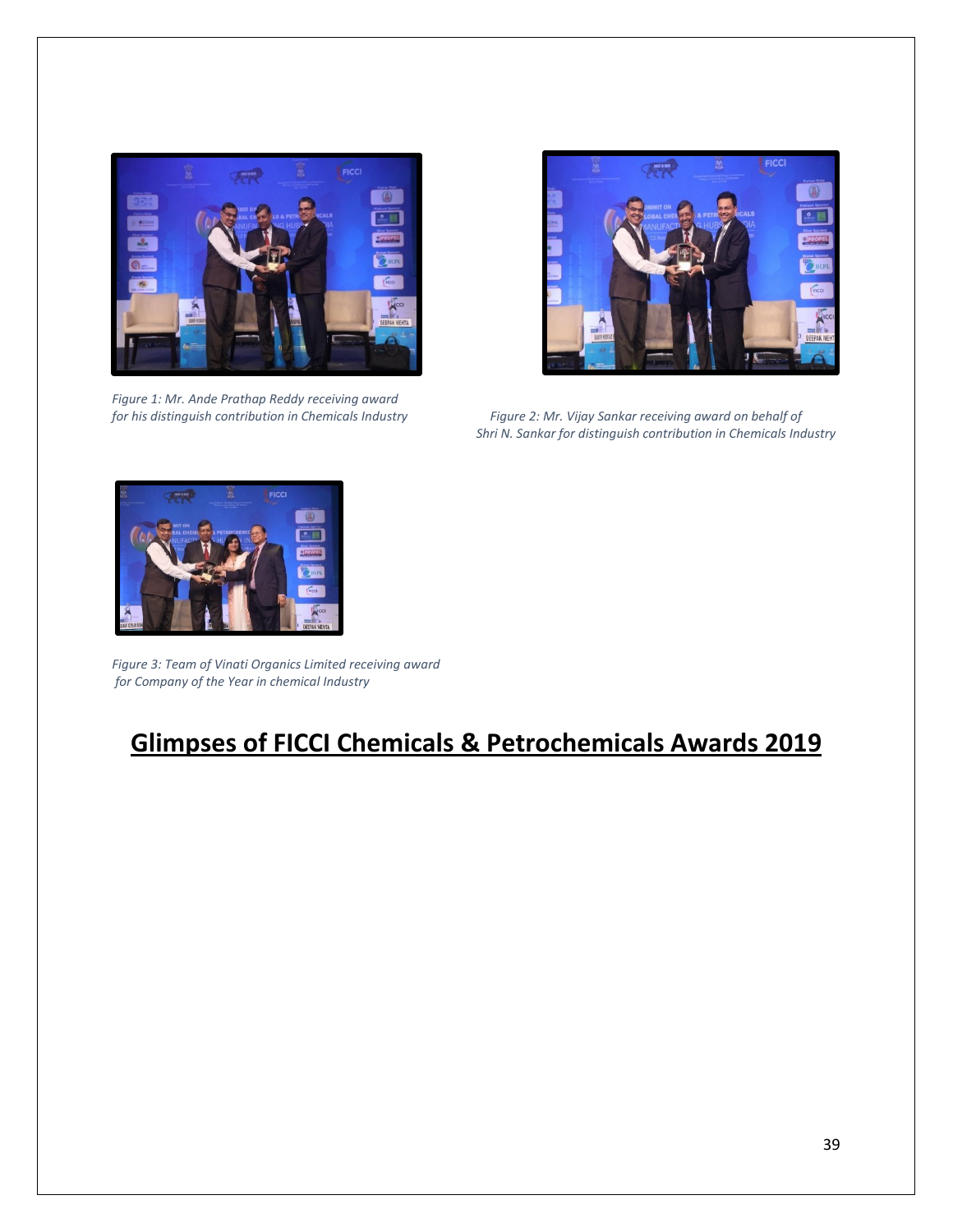*Figure 1: Mr. Ande Prathap Reddy receiving award for his distinguish contribution in Chemicals Industry*

*Figure 2: Mr. Vijay Sankar receiving award on behalf of Shri N. Sankar for distinguish contribution in Chemicals Industry*

*Figure 3: Team of Vinati Organics Limited receiving award for Company of the Year in chemical Industry*

## **Glimpses of FICCI Chemicals & Petrochemicals Awards 2019**